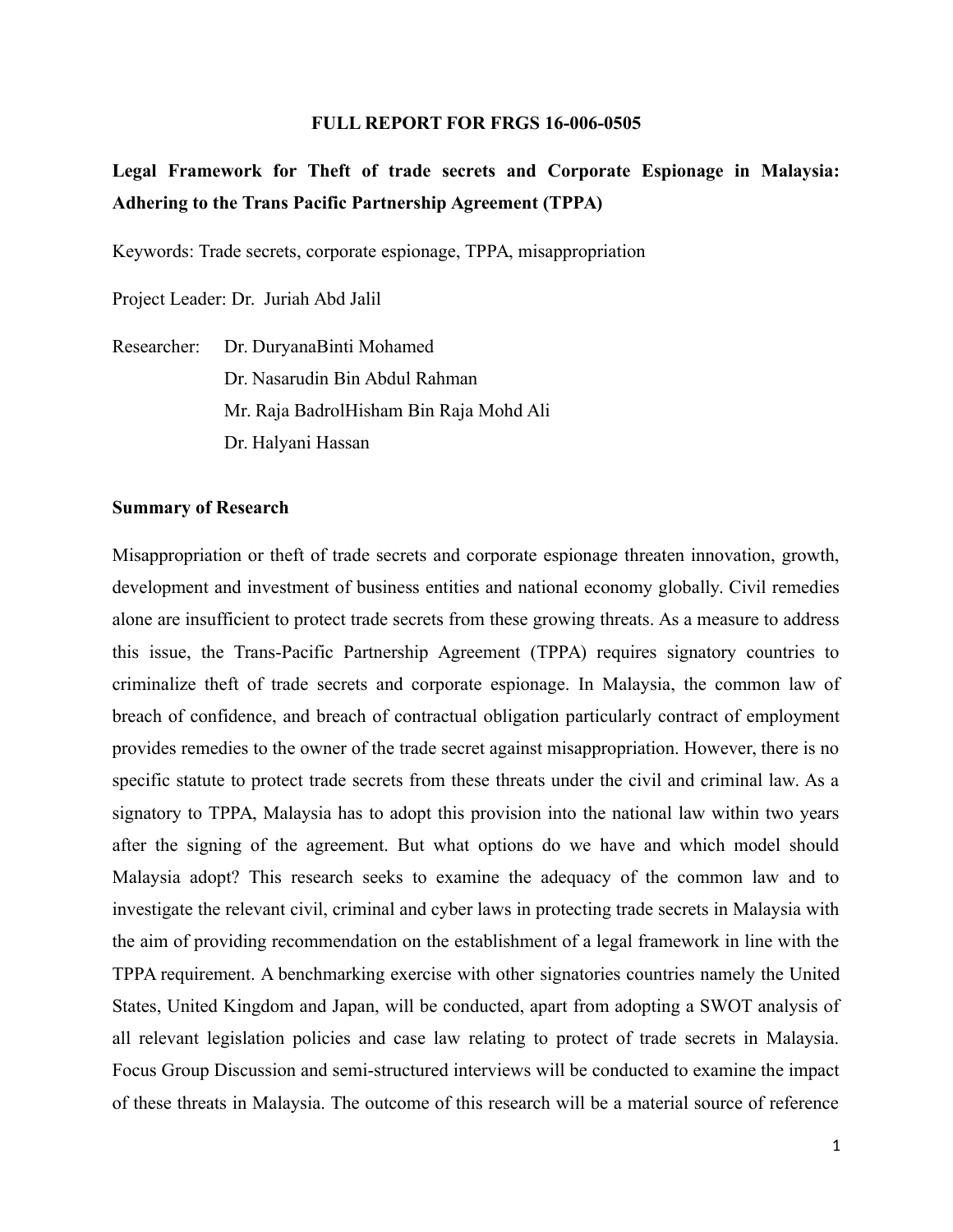**FULL REPORT FOR FRGS 16-006-0505**

# Legal Framework for Theft of trade secrets and Corporate Espionage in Malaysia: Adhering to the Trans Pacific Partnership Agreement (TPPA)

Keywords: Trade secrets, corporate espionage, TPPA, misappropriation

Project Leader: Dr. Juriah Abd Jalil

Researcher: Dr. DuryanaBinti Mohamed
Dr. Nasarudin Bin Abdul Rahman
Mr. Raja BadrolHisham Bin Raja Mohd Ali
Dr. Halyani Hassan

## Summary of Research

Misappropriation or theft of trade secrets and corporate espionage threaten innovation, growth, development and investment of business entities and national economy globally. Civil remedies alone are insufficient to protect trade secrets from these growing threats. As a measure to address this issue, the Trans-Pacific Partnership Agreement (TPPA) requires signatory countries to criminalize theft of trade secrets and corporate espionage. In Malaysia, the common law of breach of confidence, and breach of contractual obligation particularly contract of employment provides remedies to the owner of the trade secret against misappropriation. However, there is no specific statute to protect trade secrets from these threats under the civil and criminal law. As a signatory to TPPA, Malaysia has to adopt this provision into the national law within two years after the signing of the agreement. But what options do we have and which model should Malaysia adopt? This research seeks to examine the adequacy of the common law and to investigate the relevant civil, criminal and cyber laws in protecting trade secrets in Malaysia with the aim of providing recommendation on the establishment of a legal framework in line with the TPPA requirement. A benchmarking exercise with other signatories countries namely the United States, United Kingdom and Japan, will be conducted, apart from adopting a SWOT analysis of all relevant legislation policies and case law relating to protect of trade secrets in Malaysia. Focus Group Discussion and semi-structured interviews will be conducted to examine the impact of these threats in Malaysia. The outcome of this research will be a material source of reference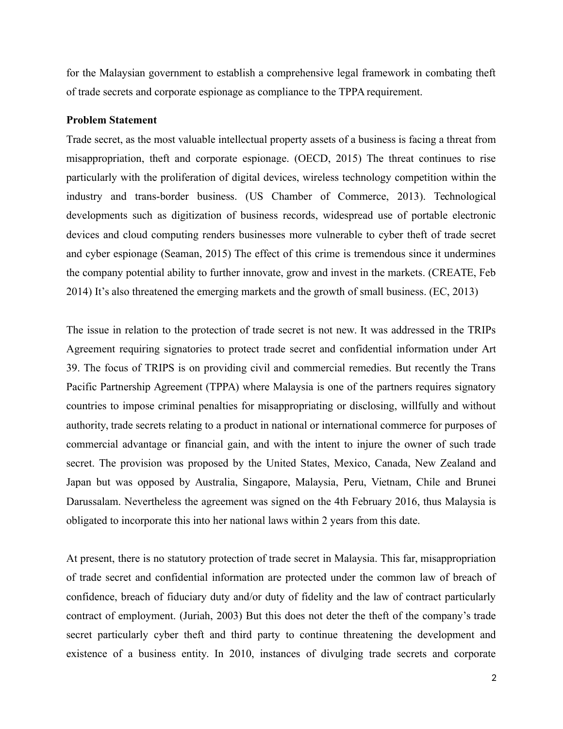for the Malaysian government to establish a comprehensive legal framework in combating theft of trade secrets and corporate espionage as compliance to the TPPA requirement.

**Problem Statement**

Trade secret, as the most valuable intellectual property assets of a business is facing a threat from misappropriation, theft and corporate espionage. (OECD, 2015) The threat continues to rise particularly with the proliferation of digital devices, wireless technology competition within the industry and trans-border business. (US Chamber of Commerce, 2013). Technological developments such as digitization of business records, widespread use of portable electronic devices and cloud computing renders businesses more vulnerable to cyber theft of trade secret and cyber espionage (Seaman, 2015) The effect of this crime is tremendous since it undermines the company potential ability to further innovate, grow and invest in the markets. (CREATE, Feb 2014) It's also threatened the emerging markets and the growth of small business. (EC, 2013)

The issue in relation to the protection of trade secret is not new. It was addressed in the TRIPs Agreement requiring signatories to protect trade secret and confidential information under Art 39. The focus of TRIPS is on providing civil and commercial remedies. But recently the Trans Pacific Partnership Agreement (TPPA) where Malaysia is one of the partners requires signatory countries to impose criminal penalties for misappropriating or disclosing, willfully and without authority, trade secrets relating to a product in national or international commerce for purposes of commercial advantage or financial gain, and with the intent to injure the owner of such trade secret. The provision was proposed by the United States, Mexico, Canada, New Zealand and Japan but was opposed by Australia, Singapore, Malaysia, Peru, Vietnam, Chile and Brunei Darussalam. Nevertheless the agreement was signed on the 4th February 2016, thus Malaysia is obligated to incorporate this into her national laws within 2 years from this date.

At present, there is no statutory protection of trade secret in Malaysia. This far, misappropriation of trade secret and confidential information are protected under the common law of breach of confidence, breach of fiduciary duty and/or duty of fidelity and the law of contract particularly contract of employment. (Juriah, 2003) But this does not deter the theft of the company's trade secret particularly cyber theft and third party to continue threatening the development and existence of a business entity. In 2010, instances of divulging trade secrets and corporate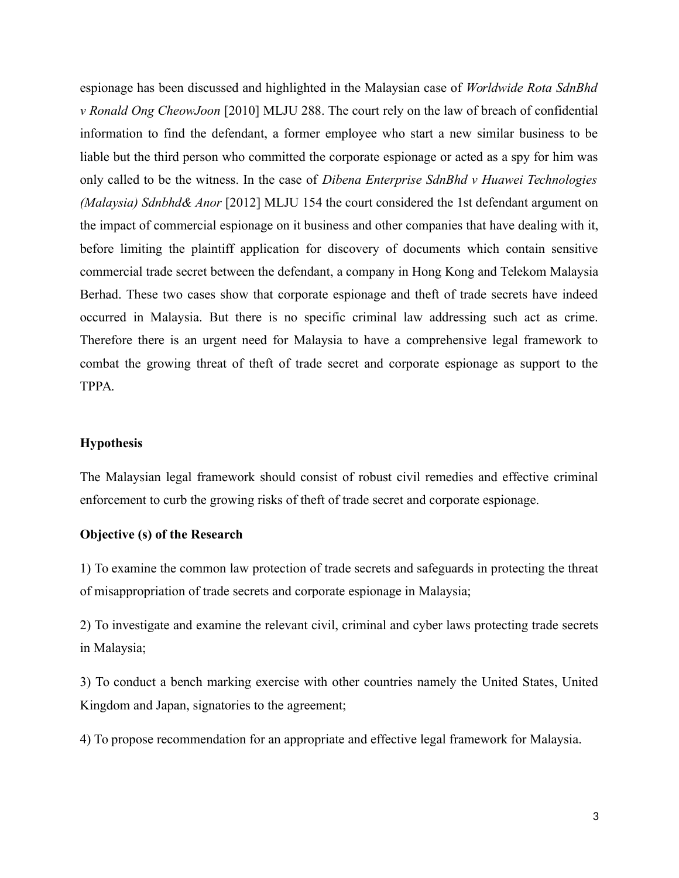espionage has been discussed and highlighted in the Malaysian case of *Worldwide Rota SdnBhd v Ronald Ong CheowJoon* [2010] MLJU 288. The court rely on the law of breach of confidential information to find the defendant, a former employee who start a new similar business to be liable but the third person who committed the corporate espionage or acted as a spy for him was only called to be the witness. In the case of *Dibena Enterprise SdnBhd v Huawei Technologies (Malaysia) Sdnbhd& Anor* [2012] MLJU 154 the court considered the 1st defendant argument on the impact of commercial espionage on it business and other companies that have dealing with it, before limiting the plaintiff application for discovery of documents which contain sensitive commercial trade secret between the defendant, a company in Hong Kong and Telekom Malaysia Berhad. These two cases show that corporate espionage and theft of trade secrets have indeed occurred in Malaysia. But there is no specific criminal law addressing such act as crime. Therefore there is an urgent need for Malaysia to have a comprehensive legal framework to combat the growing threat of theft of trade secret and corporate espionage as support to the TPPA.

**Hypothesis**

The Malaysian legal framework should consist of robust civil remedies and effective criminal enforcement to curb the growing risks of theft of trade secret and corporate espionage.

**Objective (s) of the Research**

1) To examine the common law protection of trade secrets and safeguards in protecting the threat of misappropriation of trade secrets and corporate espionage in Malaysia;

2) To investigate and examine the relevant civil, criminal and cyber laws protecting trade secrets in Malaysia;

3) To conduct a bench marking exercise with other countries namely the United States, United Kingdom and Japan, signatories to the agreement;

4) To propose recommendation for an appropriate and effective legal framework for Malaysia.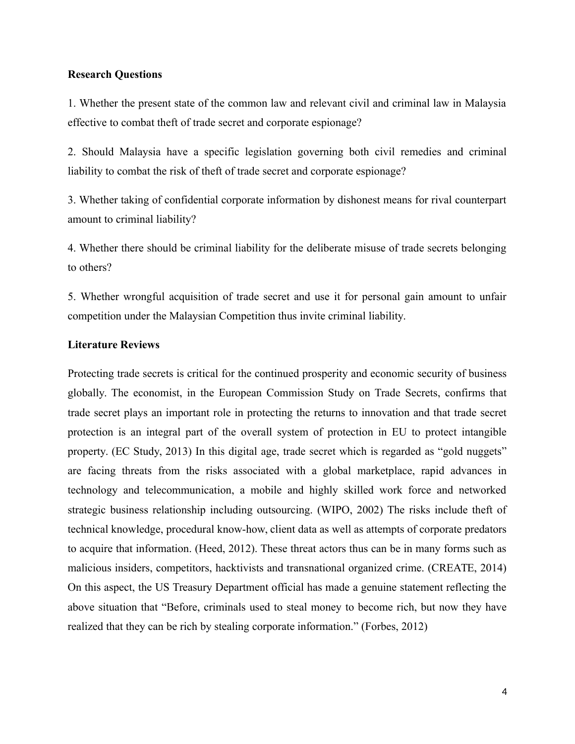**Research Questions**

1. Whether the present state of the common law and relevant civil and criminal law in Malaysia effective to combat theft of trade secret and corporate espionage?

2. Should Malaysia have a specific legislation governing both civil remedies and criminal liability to combat the risk of theft of trade secret and corporate espionage?

3. Whether taking of confidential corporate information by dishonest means for rival counterpart amount to criminal liability?

4. Whether there should be criminal liability for the deliberate misuse of trade secrets belonging to others?

5. Whether wrongful acquisition of trade secret and use it for personal gain amount to unfair competition under the Malaysian Competition thus invite criminal liability.

**Literature Reviews**

Protecting trade secrets is critical for the continued prosperity and economic security of business globally. The economist, in the European Commission Study on Trade Secrets, confirms that trade secret plays an important role in protecting the returns to innovation and that trade secret protection is an integral part of the overall system of protection in EU to protect intangible property. (EC Study, 2013) In this digital age, trade secret which is regarded as "gold nuggets" are facing threats from the risks associated with a global marketplace, rapid advances in technology and telecommunication, a mobile and highly skilled work force and networked strategic business relationship including outsourcing. (WIPO, 2002) The risks include theft of technical knowledge, procedural know-how, client data as well as attempts of corporate predators to acquire that information. (Heed, 2012). These threat actors thus can be in many forms such as malicious insiders, competitors, hacktivists and transnational organized crime. (CREATE, 2014) On this aspect, the US Treasury Department official has made a genuine statement reflecting the above situation that "Before, criminals used to steal money to become rich, but now they have realized that they can be rich by stealing corporate information." (Forbes, 2012)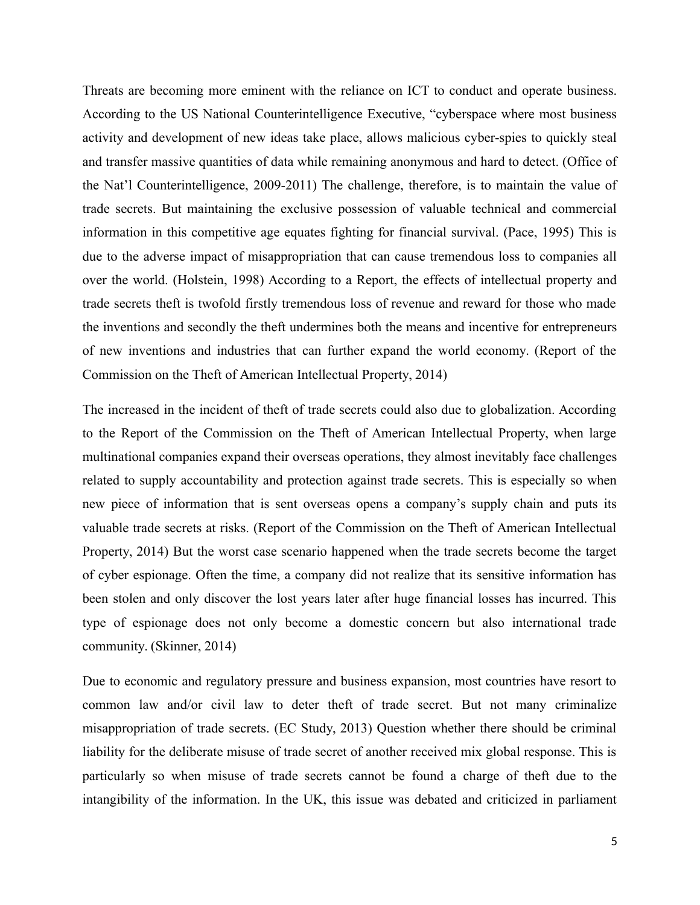Threats are becoming more eminent with the reliance on ICT to conduct and operate business. According to the US National Counterintelligence Executive, "cyberspace where most business activity and development of new ideas take place, allows malicious cyber-spies to quickly steal and transfer massive quantities of data while remaining anonymous and hard to detect. (Office of the Nat'l Counterintelligence, 2009-2011) The challenge, therefore, is to maintain the value of trade secrets. But maintaining the exclusive possession of valuable technical and commercial information in this competitive age equates fighting for financial survival. (Pace, 1995) This is due to the adverse impact of misappropriation that can cause tremendous loss to companies all over the world. (Holstein, 1998) According to a Report, the effects of intellectual property and trade secrets theft is twofold firstly tremendous loss of revenue and reward for those who made the inventions and secondly the theft undermines both the means and incentive for entrepreneurs of new inventions and industries that can further expand the world economy. (Report of the Commission on the Theft of American Intellectual Property, 2014)

The increased in the incident of theft of trade secrets could also due to globalization. According to the Report of the Commission on the Theft of American Intellectual Property, when large multinational companies expand their overseas operations, they almost inevitably face challenges related to supply accountability and protection against trade secrets. This is especially so when new piece of information that is sent overseas opens a company's supply chain and puts its valuable trade secrets at risks. (Report of the Commission on the Theft of American Intellectual Property, 2014) But the worst case scenario happened when the trade secrets become the target of cyber espionage. Often the time, a company did not realize that its sensitive information has been stolen and only discover the lost years later after huge financial losses has incurred. This type of espionage does not only become a domestic concern but also international trade community. (Skinner, 2014)

Due to economic and regulatory pressure and business expansion, most countries have resort to common law and/or civil law to deter theft of trade secret. But not many criminalize misappropriation of trade secrets. (EC Study, 2013) Question whether there should be criminal liability for the deliberate misuse of trade secret of another received mix global response. This is particularly so when misuse of trade secrets cannot be found a charge of theft due to the intangibility of the information. In the UK, this issue was debated and criticized in parliament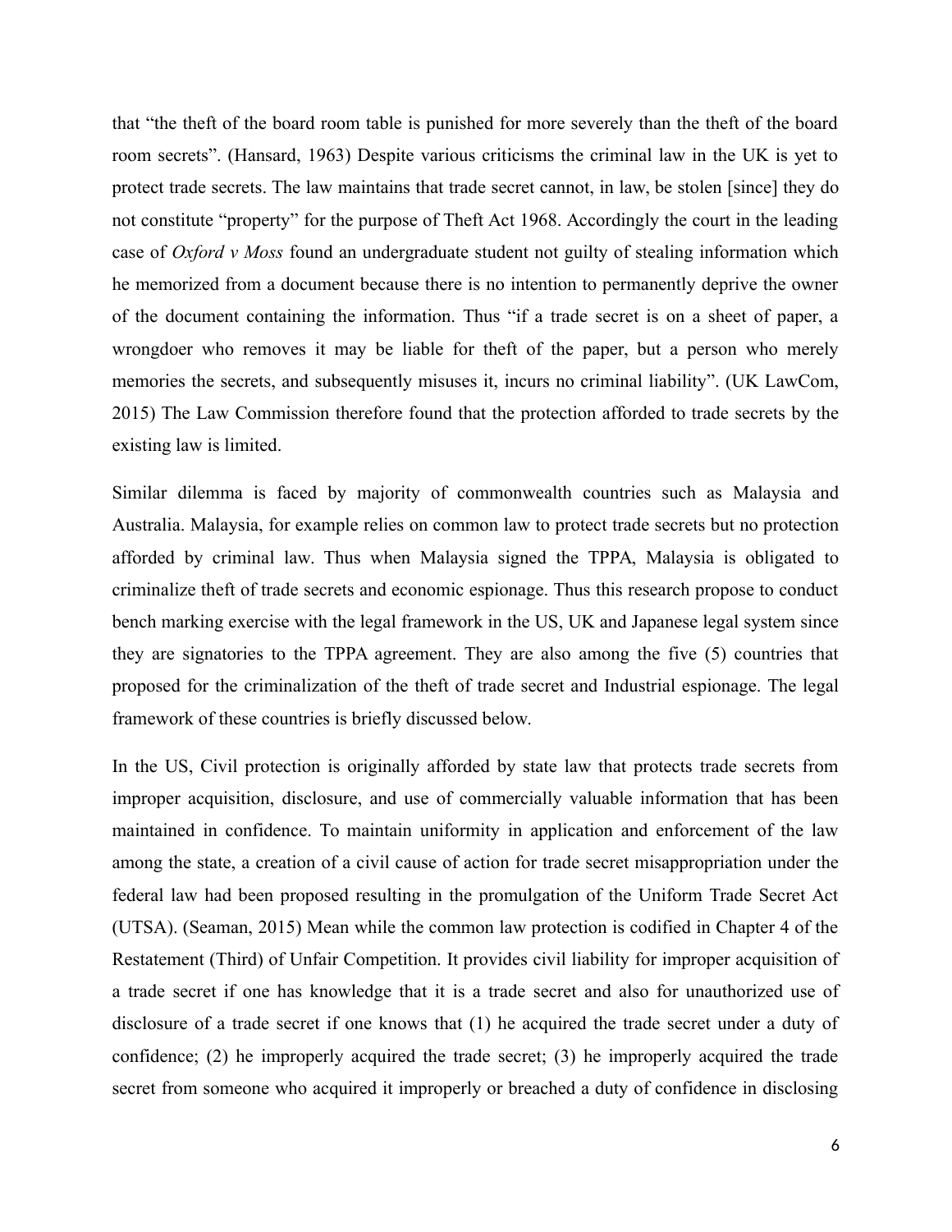that "the theft of the board room table is punished for more severely than the theft of the board room secrets". (Hansard, 1963) Despite various criticisms the criminal law in the UK is yet to protect trade secrets. The law maintains that trade secret cannot, in law, be stolen [since] they do not constitute "property" for the purpose of Theft Act 1968. Accordingly the court in the leading case of *Oxford v Moss* found an undergraduate student not guilty of stealing information which he memorized from a document because there is no intention to permanently deprive the owner of the document containing the information. Thus "if a trade secret is on a sheet of paper, a wrongdoer who removes it may be liable for theft of the paper, but a person who merely memories the secrets, and subsequently misuses it, incurs no criminal liability". (UK LawCom, 2015) The Law Commission therefore found that the protection afforded to trade secrets by the existing law is limited.

Similar dilemma is faced by majority of commonwealth countries such as Malaysia and Australia. Malaysia, for example relies on common law to protect trade secrets but no protection afforded by criminal law. Thus when Malaysia signed the TPPA, Malaysia is obligated to criminalize theft of trade secrets and economic espionage. Thus this research propose to conduct bench marking exercise with the legal framework in the US, UK and Japanese legal system since they are signatories to the TPPA agreement. They are also among the five (5) countries that proposed for the criminalization of the theft of trade secret and Industrial espionage. The legal framework of these countries is briefly discussed below.

In the US, Civil protection is originally afforded by state law that protects trade secrets from improper acquisition, disclosure, and use of commercially valuable information that has been maintained in confidence. To maintain uniformity in application and enforcement of the law among the state, a creation of a civil cause of action for trade secret misappropriation under the federal law had been proposed resulting in the promulgation of the Uniform Trade Secret Act (UTSA). (Seaman, 2015) Mean while the common law protection is codified in Chapter 4 of the Restatement (Third) of Unfair Competition. It provides civil liability for improper acquisition of a trade secret if one has knowledge that it is a trade secret and also for unauthorized use of disclosure of a trade secret if one knows that (1) he acquired the trade secret under a duty of confidence; (2) he improperly acquired the trade secret; (3) he improperly acquired the trade secret from someone who acquired it improperly or breached a duty of confidence in disclosing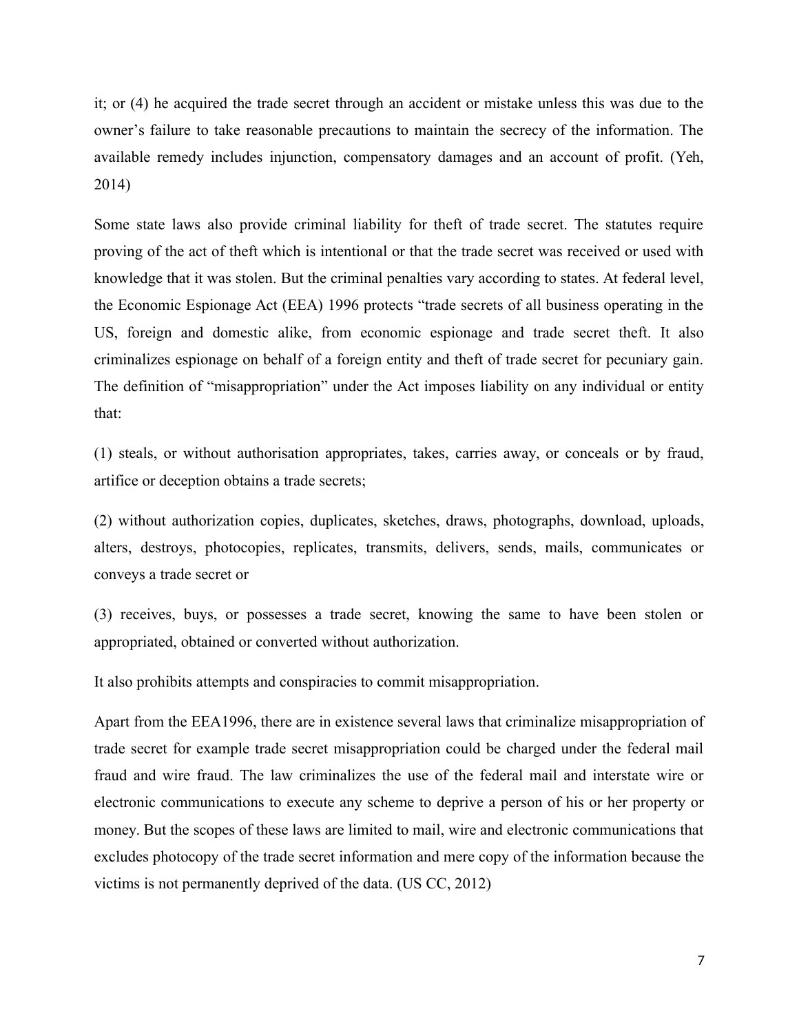it; or (4) he acquired the trade secret through an accident or mistake unless this was due to the owner's failure to take reasonable precautions to maintain the secrecy of the information. The available remedy includes injunction, compensatory damages and an account of profit. (Yeh, 2014)

Some state laws also provide criminal liability for theft of trade secret. The statutes require proving of the act of theft which is intentional or that the trade secret was received or used with knowledge that it was stolen. But the criminal penalties vary according to states. At federal level, the Economic Espionage Act (EEA) 1996 protects "trade secrets of all business operating in the US, foreign and domestic alike, from economic espionage and trade secret theft. It also criminalizes espionage on behalf of a foreign entity and theft of trade secret for pecuniary gain. The definition of "misappropriation" under the Act imposes liability on any individual or entity that:

(1) steals, or without authorisation appropriates, takes, carries away, or conceals or by fraud, artifice or deception obtains a trade secrets;

(2) without authorization copies, duplicates, sketches, draws, photographs, download, uploads, alters, destroys, photocopies, replicates, transmits, delivers, sends, mails, communicates or conveys a trade secret or

(3) receives, buys, or possesses a trade secret, knowing the same to have been stolen or appropriated, obtained or converted without authorization.

It also prohibits attempts and conspiracies to commit misappropriation.

Apart from the EEA1996, there are in existence several laws that criminalize misappropriation of trade secret for example trade secret misappropriation could be charged under the federal mail fraud and wire fraud. The law criminalizes the use of the federal mail and interstate wire or electronic communications to execute any scheme to deprive a person of his or her property or money. But the scopes of these laws are limited to mail, wire and electronic communications that excludes photocopy of the trade secret information and mere copy of the information because the victims is not permanently deprived of the data. (US CC, 2012)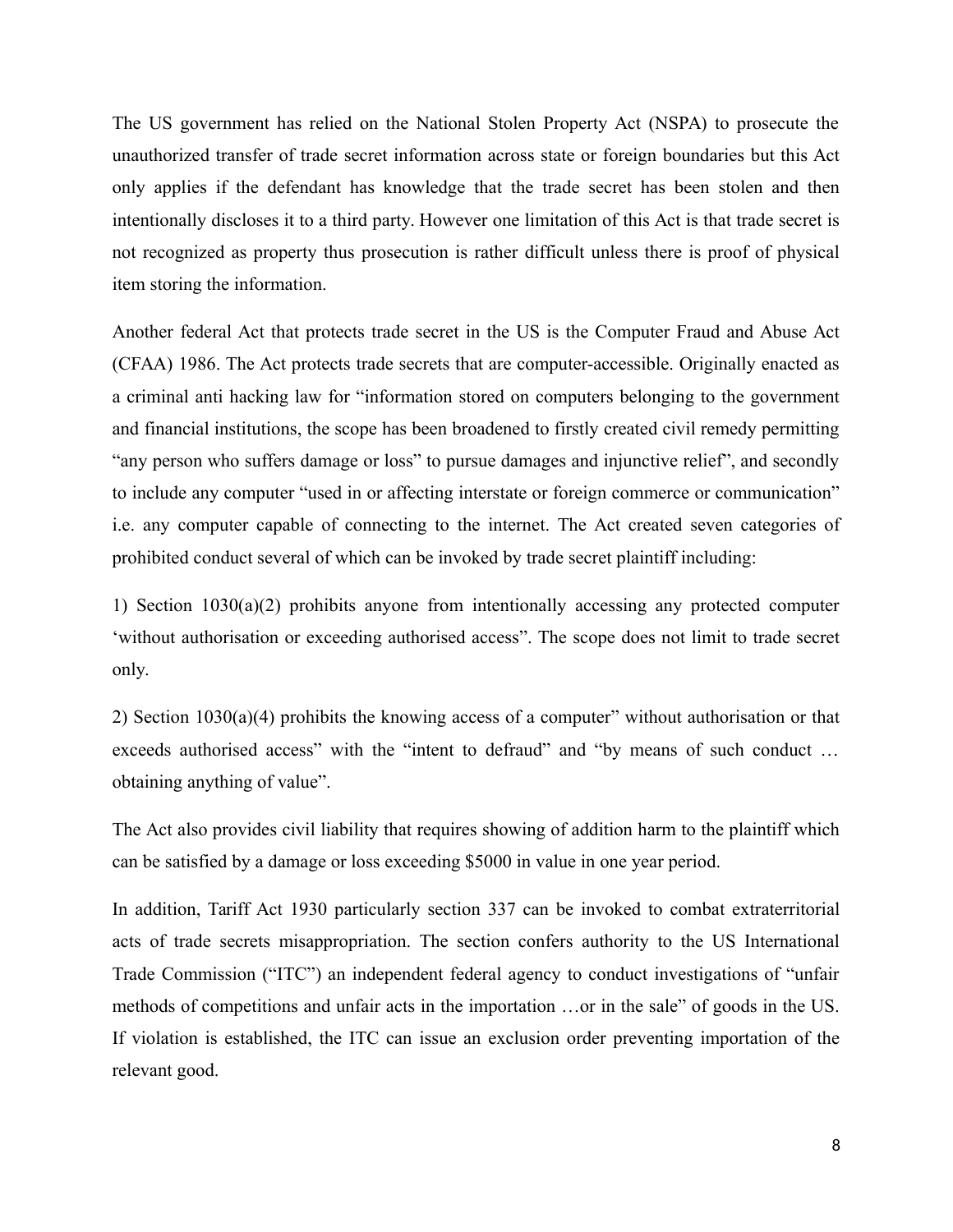The US government has relied on the National Stolen Property Act (NSPA) to prosecute the unauthorized transfer of trade secret information across state or foreign boundaries but this Act only applies if the defendant has knowledge that the trade secret has been stolen and then intentionally discloses it to a third party. However one limitation of this Act is that trade secret is not recognized as property thus prosecution is rather difficult unless there is proof of physical item storing the information.

Another federal Act that protects trade secret in the US is the Computer Fraud and Abuse Act (CFAA) 1986. The Act protects trade secrets that are computer-accessible. Originally enacted as a criminal anti hacking law for "information stored on computers belonging to the government and financial institutions, the scope has been broadened to firstly created civil remedy permitting "any person who suffers damage or loss" to pursue damages and injunctive relief", and secondly to include any computer "used in or affecting interstate or foreign commerce or communication" i.e. any computer capable of connecting to the internet. The Act created seven categories of prohibited conduct several of which can be invoked by trade secret plaintiff including:

1) Section 1030(a)(2) prohibits anyone from intentionally accessing any protected computer 'without authorisation or exceeding authorised access". The scope does not limit to trade secret only.

2) Section 1030(a)(4) prohibits the knowing access of a computer" without authorisation or that exceeds authorised access" with the "intent to defraud" and "by means of such conduct … obtaining anything of value".

The Act also provides civil liability that requires showing of addition harm to the plaintiff which can be satisfied by a damage or loss exceeding $5000 in value in one year period.

In addition, Tariff Act 1930 particularly section 337 can be invoked to combat extraterritorial acts of trade secrets misappropriation. The section confers authority to the US International Trade Commission ("ITC") an independent federal agency to conduct investigations of "unfair methods of competitions and unfair acts in the importation …or in the sale" of goods in the US. If violation is established, the ITC can issue an exclusion order preventing importation of the relevant good.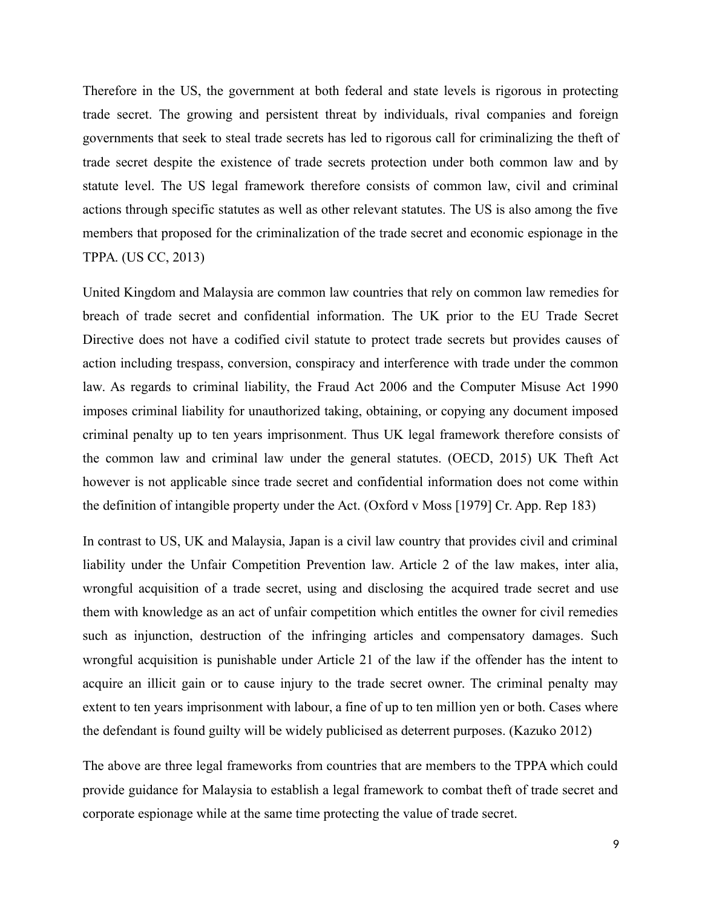Therefore in the US, the government at both federal and state levels is rigorous in protecting trade secret. The growing and persistent threat by individuals, rival companies and foreign governments that seek to steal trade secrets has led to rigorous call for criminalizing the theft of trade secret despite the existence of trade secrets protection under both common law and by statute level. The US legal framework therefore consists of common law, civil and criminal actions through specific statutes as well as other relevant statutes. The US is also among the five members that proposed for the criminalization of the trade secret and economic espionage in the TPPA. (US CC, 2013)

United Kingdom and Malaysia are common law countries that rely on common law remedies for breach of trade secret and confidential information. The UK prior to the EU Trade Secret Directive does not have a codified civil statute to protect trade secrets but provides causes of action including trespass, conversion, conspiracy and interference with trade under the common law. As regards to criminal liability, the Fraud Act 2006 and the Computer Misuse Act 1990 imposes criminal liability for unauthorized taking, obtaining, or copying any document imposed criminal penalty up to ten years imprisonment. Thus UK legal framework therefore consists of the common law and criminal law under the general statutes. (OECD, 2015) UK Theft Act however is not applicable since trade secret and confidential information does not come within the definition of intangible property under the Act. (Oxford v Moss [1979] Cr. App. Rep 183)

In contrast to US, UK and Malaysia, Japan is a civil law country that provides civil and criminal liability under the Unfair Competition Prevention law. Article 2 of the law makes, inter alia, wrongful acquisition of a trade secret, using and disclosing the acquired trade secret and use them with knowledge as an act of unfair competition which entitles the owner for civil remedies such as injunction, destruction of the infringing articles and compensatory damages. Such wrongful acquisition is punishable under Article 21 of the law if the offender has the intent to acquire an illicit gain or to cause injury to the trade secret owner. The criminal penalty may extent to ten years imprisonment with labour, a fine of up to ten million yen or both. Cases where the defendant is found guilty will be widely publicised as deterrent purposes. (Kazuko 2012)

The above are three legal frameworks from countries that are members to the TPPA which could provide guidance for Malaysia to establish a legal framework to combat theft of trade secret and corporate espionage while at the same time protecting the value of trade secret.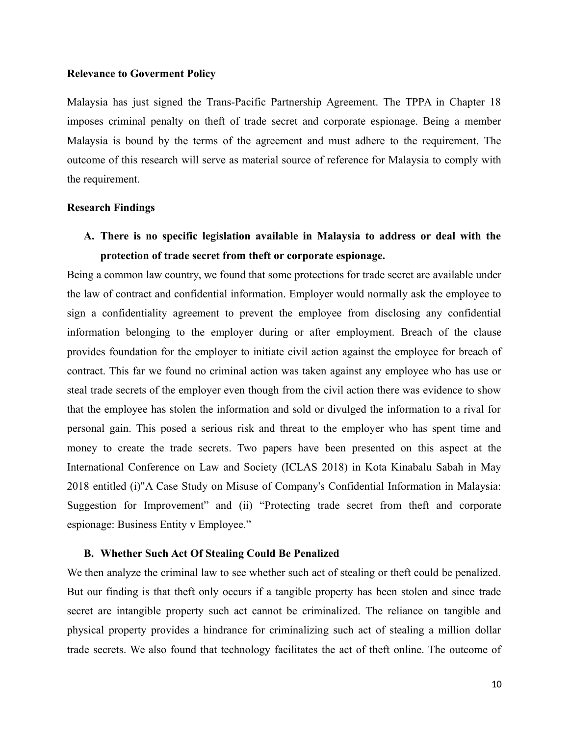**Relevance to Goverment Policy**

Malaysia has just signed the Trans-Pacific Partnership Agreement. The TPPA in Chapter 18 imposes criminal penalty on theft of trade secret and corporate espionage. Being a member Malaysia is bound by the terms of the agreement and must adhere to the requirement. The outcome of this research will serve as material source of reference for Malaysia to comply with the requirement.

**Research Findings**

**A. There is no specific legislation available in Malaysia to address or deal with the protection of trade secret from theft or corporate espionage.**

Being a common law country, we found that some protections for trade secret are available under the law of contract and confidential information. Employer would normally ask the employee to sign a confidentiality agreement to prevent the employee from disclosing any confidential information belonging to the employer during or after employment. Breach of the clause provides foundation for the employer to initiate civil action against the employee for breach of contract. This far we found no criminal action was taken against any employee who has use or steal trade secrets of the employer even though from the civil action there was evidence to show that the employee has stolen the information and sold or divulged the information to a rival for personal gain. This posed a serious risk and threat to the employer who has spent time and money to create the trade secrets. Two papers have been presented on this aspect at the International Conference on Law and Society (ICLAS 2018) in Kota Kinabalu Sabah in May 2018 entitled (i)"A Case Study on Misuse of Company's Confidential Information in Malaysia: Suggestion for Improvement" and (ii) "Protecting trade secret from theft and corporate espionage: Business Entity v Employee."

**B. Whether Such Act Of Stealing Could Be Penalized**

We then analyze the criminal law to see whether such act of stealing or theft could be penalized. But our finding is that theft only occurs if a tangible property has been stolen and since trade secret are intangible property such act cannot be criminalized. The reliance on tangible and physical property provides a hindrance for criminalizing such act of stealing a million dollar trade secrets. We also found that technology facilitates the act of theft online. The outcome of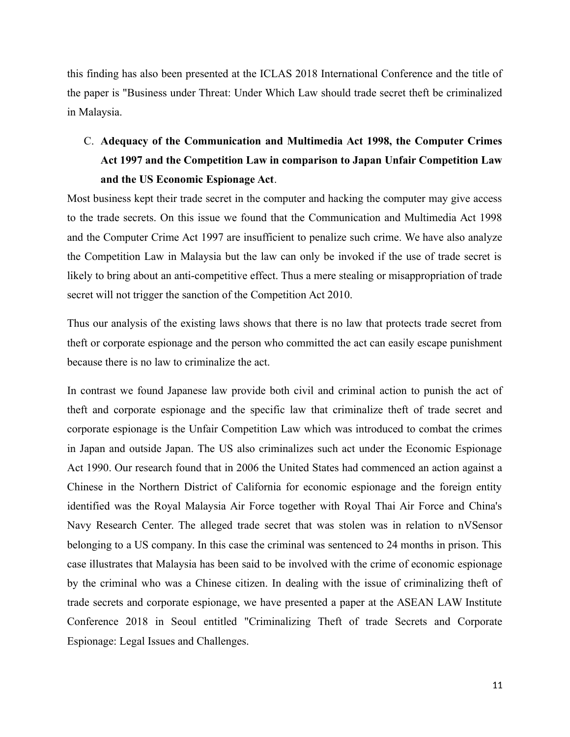this finding has also been presented at the ICLAS 2018 International Conference and the title of the paper is "Business under Threat: Under Which Law should trade secret theft be criminalized in Malaysia.

C. **Adequacy of the Communication and Multimedia Act 1998, the Computer Crimes Act 1997 and the Competition Law in comparison to Japan Unfair Competition Law and the US Economic Espionage Act**.

Most business kept their trade secret in the computer and hacking the computer may give access to the trade secrets. On this issue we found that the Communication and Multimedia Act 1998 and the Computer Crime Act 1997 are insufficient to penalize such crime. We have also analyze the Competition Law in Malaysia but the law can only be invoked if the use of trade secret is likely to bring about an anti-competitive effect. Thus a mere stealing or misappropriation of trade secret will not trigger the sanction of the Competition Act 2010.

Thus our analysis of the existing laws shows that there is no law that protects trade secret from theft or corporate espionage and the person who committed the act can easily escape punishment because there is no law to criminalize the act.

In contrast we found Japanese law provide both civil and criminal action to punish the act of theft and corporate espionage and the specific law that criminalize theft of trade secret and corporate espionage is the Unfair Competition Law which was introduced to combat the crimes in Japan and outside Japan. The US also criminalizes such act under the Economic Espionage Act 1990. Our research found that in 2006 the United States had commenced an action against a Chinese in the Northern District of California for economic espionage and the foreign entity identified was the Royal Malaysia Air Force together with Royal Thai Air Force and China's Navy Research Center. The alleged trade secret that was stolen was in relation to nVSensor belonging to a US company. In this case the criminal was sentenced to 24 months in prison. This case illustrates that Malaysia has been said to be involved with the crime of economic espionage by the criminal who was a Chinese citizen. In dealing with the issue of criminalizing theft of trade secrets and corporate espionage, we have presented a paper at the ASEAN LAW Institute Conference 2018 in Seoul entitled "Criminalizing Theft of trade Secrets and Corporate Espionage: Legal Issues and Challenges.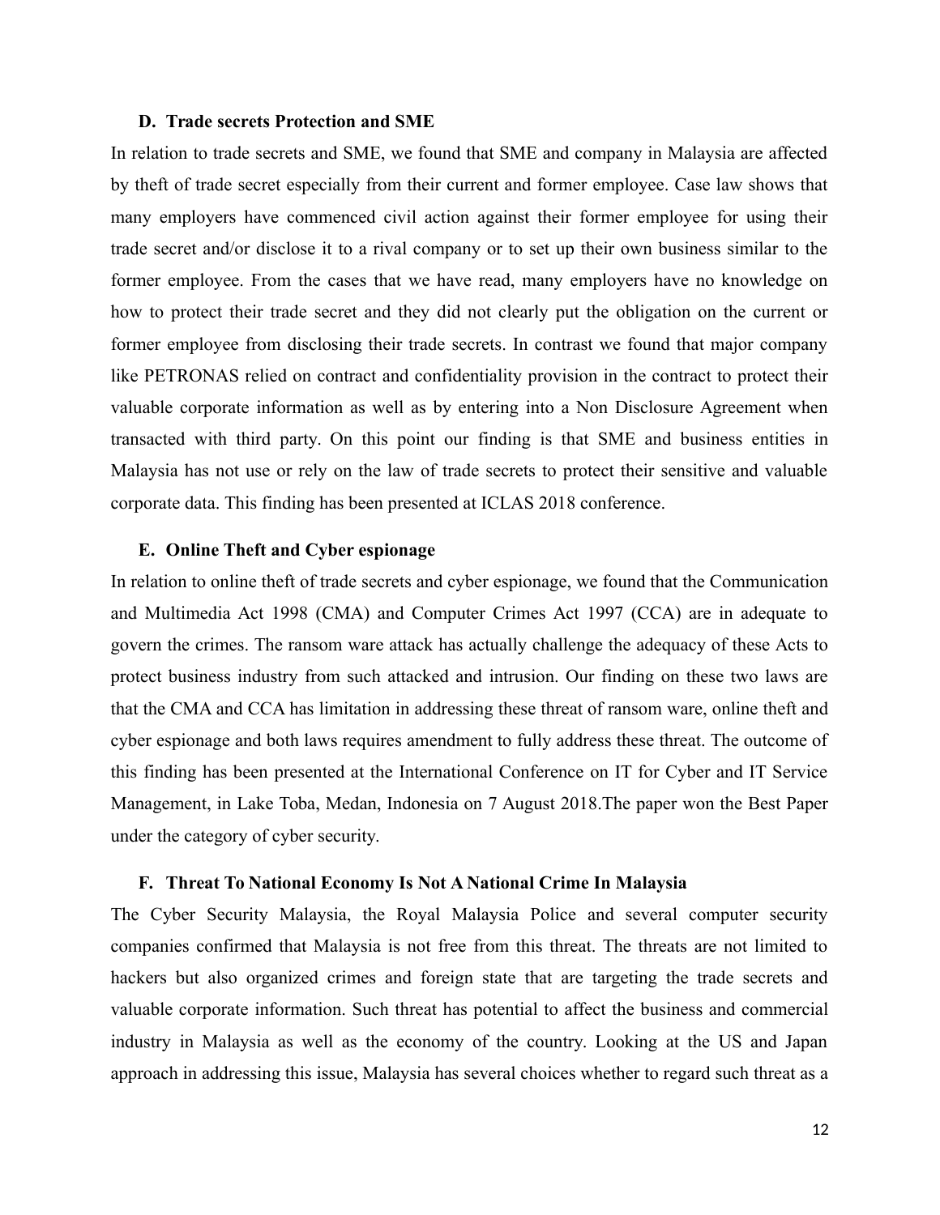### D. Trade secrets Protection and SME

In relation to trade secrets and SME, we found that SME and company in Malaysia are affected by theft of trade secret especially from their current and former employee. Case law shows that many employers have commenced civil action against their former employee for using their trade secret and/or disclose it to a rival company or to set up their own business similar to the former employee. From the cases that we have read, many employers have no knowledge on how to protect their trade secret and they did not clearly put the obligation on the current or former employee from disclosing their trade secrets. In contrast we found that major company like PETRONAS relied on contract and confidentiality provision in the contract to protect their valuable corporate information as well as by entering into a Non Disclosure Agreement when transacted with third party. On this point our finding is that SME and business entities in Malaysia has not use or rely on the law of trade secrets to protect their sensitive and valuable corporate data. This finding has been presented at ICLAS 2018 conference.

### E. Online Theft and Cyber espionage

In relation to online theft of trade secrets and cyber espionage, we found that the Communication and Multimedia Act 1998 (CMA) and Computer Crimes Act 1997 (CCA) are in adequate to govern the crimes. The ransom ware attack has actually challenge the adequacy of these Acts to protect business industry from such attacked and intrusion. Our finding on these two laws are that the CMA and CCA has limitation in addressing these threat of ransom ware, online theft and cyber espionage and both laws requires amendment to fully address these threat. The outcome of this finding has been presented at the International Conference on IT for Cyber and IT Service Management, in Lake Toba, Medan, Indonesia on 7 August 2018.The paper won the Best Paper under the category of cyber security.

### F. Threat To National Economy Is Not A National Crime In Malaysia

The Cyber Security Malaysia, the Royal Malaysia Police and several computer security companies confirmed that Malaysia is not free from this threat. The threats are not limited to hackers but also organized crimes and foreign state that are targeting the trade secrets and valuable corporate information. Such threat has potential to affect the business and commercial industry in Malaysia as well as the economy of the country. Looking at the US and Japan approach in addressing this issue, Malaysia has several choices whether to regard such threat as a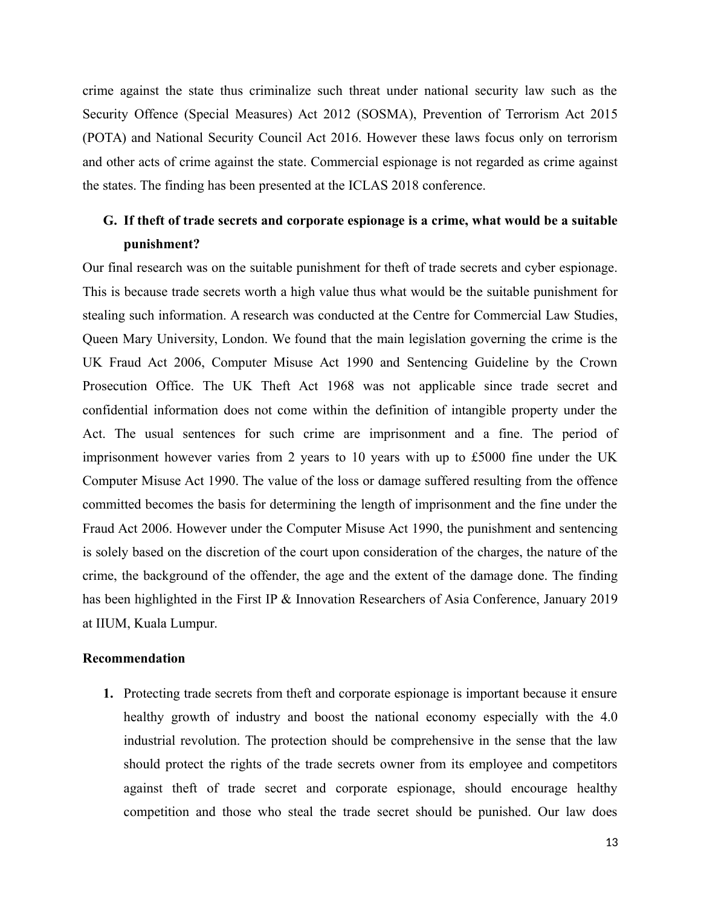crime against the state thus criminalize such threat under national security law such as the Security Offence (Special Measures) Act 2012 (SOSMA), Prevention of Terrorism Act 2015 (POTA) and National Security Council Act 2016. However these laws focus only on terrorism and other acts of crime against the state. Commercial espionage is not regarded as crime against the states. The finding has been presented at the ICLAS 2018 conference.

### G. If theft of trade secrets and corporate espionage is a crime, what would be a suitable punishment?

Our final research was on the suitable punishment for theft of trade secrets and cyber espionage. This is because trade secrets worth a high value thus what would be the suitable punishment for stealing such information. A research was conducted at the Centre for Commercial Law Studies, Queen Mary University, London. We found that the main legislation governing the crime is the UK Fraud Act 2006, Computer Misuse Act 1990 and Sentencing Guideline by the Crown Prosecution Office. The UK Theft Act 1968 was not applicable since trade secret and confidential information does not come within the definition of intangible property under the Act. The usual sentences for such crime are imprisonment and a fine. The period of imprisonment however varies from 2 years to 10 years with up to £5000 fine under the UK Computer Misuse Act 1990. The value of the loss or damage suffered resulting from the offence committed becomes the basis for determining the length of imprisonment and the fine under the Fraud Act 2006. However under the Computer Misuse Act 1990, the punishment and sentencing is solely based on the discretion of the court upon consideration of the charges, the nature of the crime, the background of the offender, the age and the extent of the damage done. The finding has been highlighted in the First IP & Innovation Researchers of Asia Conference, January 2019 at IIUM, Kuala Lumpur.

**Recommendation**

1. Protecting trade secrets from theft and corporate espionage is important because it ensure healthy growth of industry and boost the national economy especially with the 4.0 industrial revolution. The protection should be comprehensive in the sense that the law should protect the rights of the trade secrets owner from its employee and competitors against theft of trade secret and corporate espionage, should encourage healthy competition and those who steal the trade secret should be punished. Our law does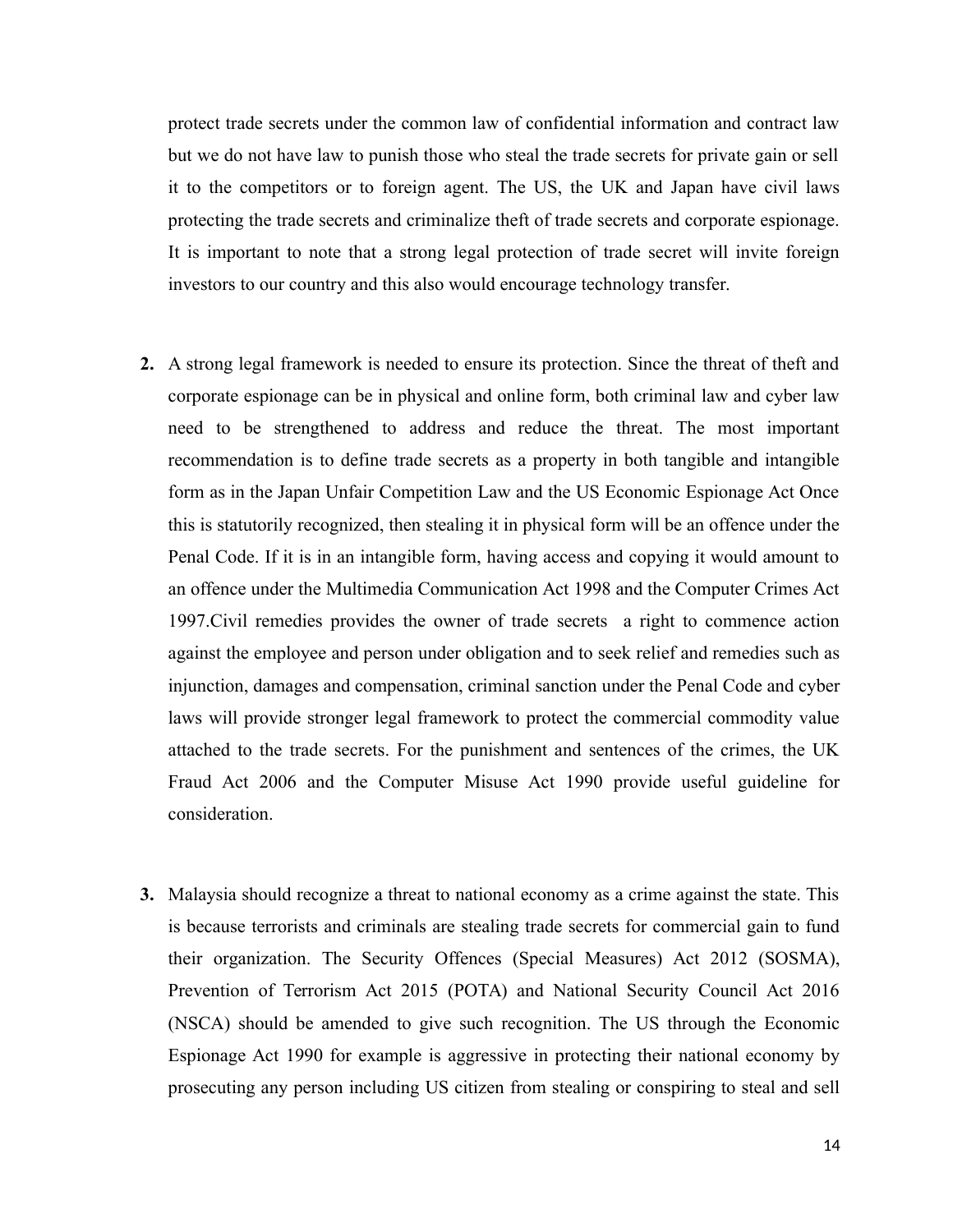protect trade secrets under the common law of confidential information and contract law but we do not have law to punish those who steal the trade secrets for private gain or sell it to the competitors or to foreign agent. The US, the UK and Japan have civil laws protecting the trade secrets and criminalize theft of trade secrets and corporate espionage. It is important to note that a strong legal protection of trade secret will invite foreign investors to our country and this also would encourage technology transfer.

2. A strong legal framework is needed to ensure its protection. Since the threat of theft and corporate espionage can be in physical and online form, both criminal law and cyber law need to be strengthened to address and reduce the threat. The most important recommendation is to define trade secrets as a property in both tangible and intangible form as in the Japan Unfair Competition Law and the US Economic Espionage Act Once this is statutorily recognized, then stealing it in physical form will be an offence under the Penal Code. If it is in an intangible form, having access and copying it would amount to an offence under the Multimedia Communication Act 1998 and the Computer Crimes Act 1997.Civil remedies provides the owner of trade secrets  a right to commence action against the employee and person under obligation and to seek relief and remedies such as injunction, damages and compensation, criminal sanction under the Penal Code and cyber laws will provide stronger legal framework to protect the commercial commodity value attached to the trade secrets. For the punishment and sentences of the crimes, the UK Fraud Act 2006 and the Computer Misuse Act 1990 provide useful guideline for consideration.

3. Malaysia should recognize a threat to national economy as a crime against the state. This is because terrorists and criminals are stealing trade secrets for commercial gain to fund their organization. The Security Offences (Special Measures) Act 2012 (SOSMA), Prevention of Terrorism Act 2015 (POTA) and National Security Council Act 2016 (NSCA) should be amended to give such recognition. The US through the Economic Espionage Act 1990 for example is aggressive in protecting their national economy by prosecuting any person including US citizen from stealing or conspiring to steal and sell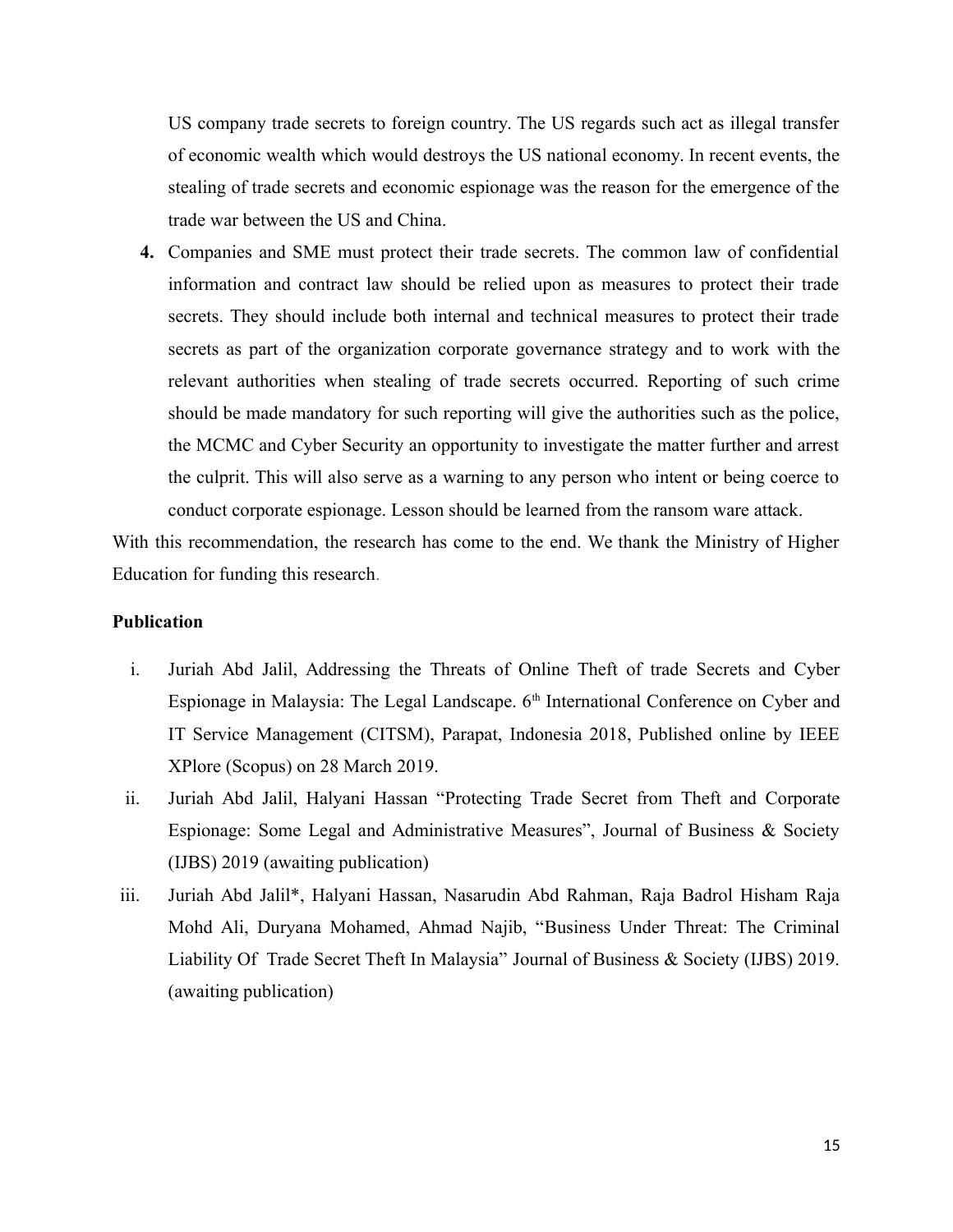US company trade secrets to foreign country. The US regards such act as illegal transfer of economic wealth which would destroys the US national economy. In recent events, the stealing of trade secrets and economic espionage was the reason for the emergence of the trade war between the US and China.

4. Companies and SME must protect their trade secrets. The common law of confidential information and contract law should be relied upon as measures to protect their trade secrets. They should include both internal and technical measures to protect their trade secrets as part of the organization corporate governance strategy and to work with the relevant authorities when stealing of trade secrets occurred. Reporting of such crime should be made mandatory for such reporting will give the authorities such as the police, the MCMC and Cyber Security an opportunity to investigate the matter further and arrest the culprit. This will also serve as a warning to any person who intent or being coerce to conduct corporate espionage. Lesson should be learned from the ransom ware attack.

With this recommendation, the research has come to the end. We thank the Ministry of Higher Education for funding this research.

**Publication**

i. Juriah Abd Jalil, Addressing the Threats of Online Theft of trade Secrets and Cyber Espionage in Malaysia: The Legal Landscape. 6th International Conference on Cyber and IT Service Management (CITSM), Parapat, Indonesia 2018, Published online by IEEE XPlore (Scopus) on 28 March 2019.

ii. Juriah Abd Jalil, Halyani Hassan "Protecting Trade Secret from Theft and Corporate Espionage: Some Legal and Administrative Measures", Journal of Business & Society (IJBS) 2019 (awaiting publication)

iii. Juriah Abd Jalil*, Halyani Hassan, Nasarudin Abd Rahman, Raja Badrol Hisham Raja Mohd Ali, Duryana Mohamed, Ahmad Najib, "Business Under Threat: The Criminal Liability Of Trade Secret Theft In Malaysia" Journal of Business & Society (IJBS) 2019. (awaiting publication)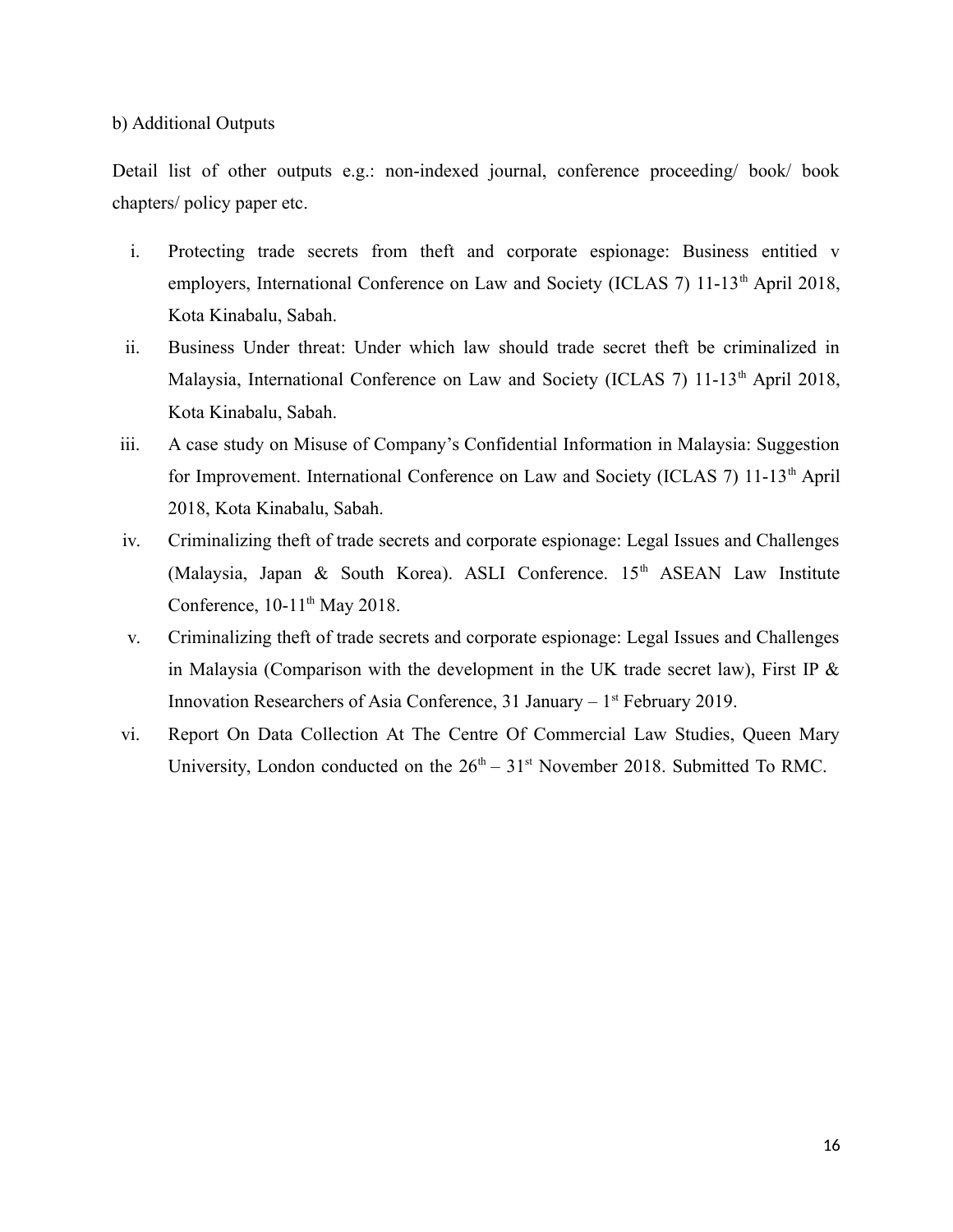b) Additional Outputs

Detail list of other outputs e.g.: non-indexed journal, conference proceeding/ book/ book chapters/ policy paper etc.

i. Protecting trade secrets from theft and corporate espionage: Business entitied v employers, International Conference on Law and Society (ICLAS 7) 11-13th April 2018, Kota Kinabalu, Sabah.
ii. Business Under threat: Under which law should trade secret theft be criminalized in Malaysia, International Conference on Law and Society (ICLAS 7) 11-13th April 2018, Kota Kinabalu, Sabah.
iii. A case study on Misuse of Company's Confidential Information in Malaysia: Suggestion for Improvement. International Conference on Law and Society (ICLAS 7) 11-13th April 2018, Kota Kinabalu, Sabah.
iv. Criminalizing theft of trade secrets and corporate espionage: Legal Issues and Challenges (Malaysia, Japan & South Korea). ASLI Conference. 15th ASEAN Law Institute Conference, 10-11th May 2018.
v. Criminalizing theft of trade secrets and corporate espionage: Legal Issues and Challenges in Malaysia (Comparison with the development in the UK trade secret law), First IP & Innovation Researchers of Asia Conference, 31 January – 1st February 2019.
vi. Report On Data Collection At The Centre Of Commercial Law Studies, Queen Mary University, London conducted on the 26th – 31st November 2018. Submitted To RMC.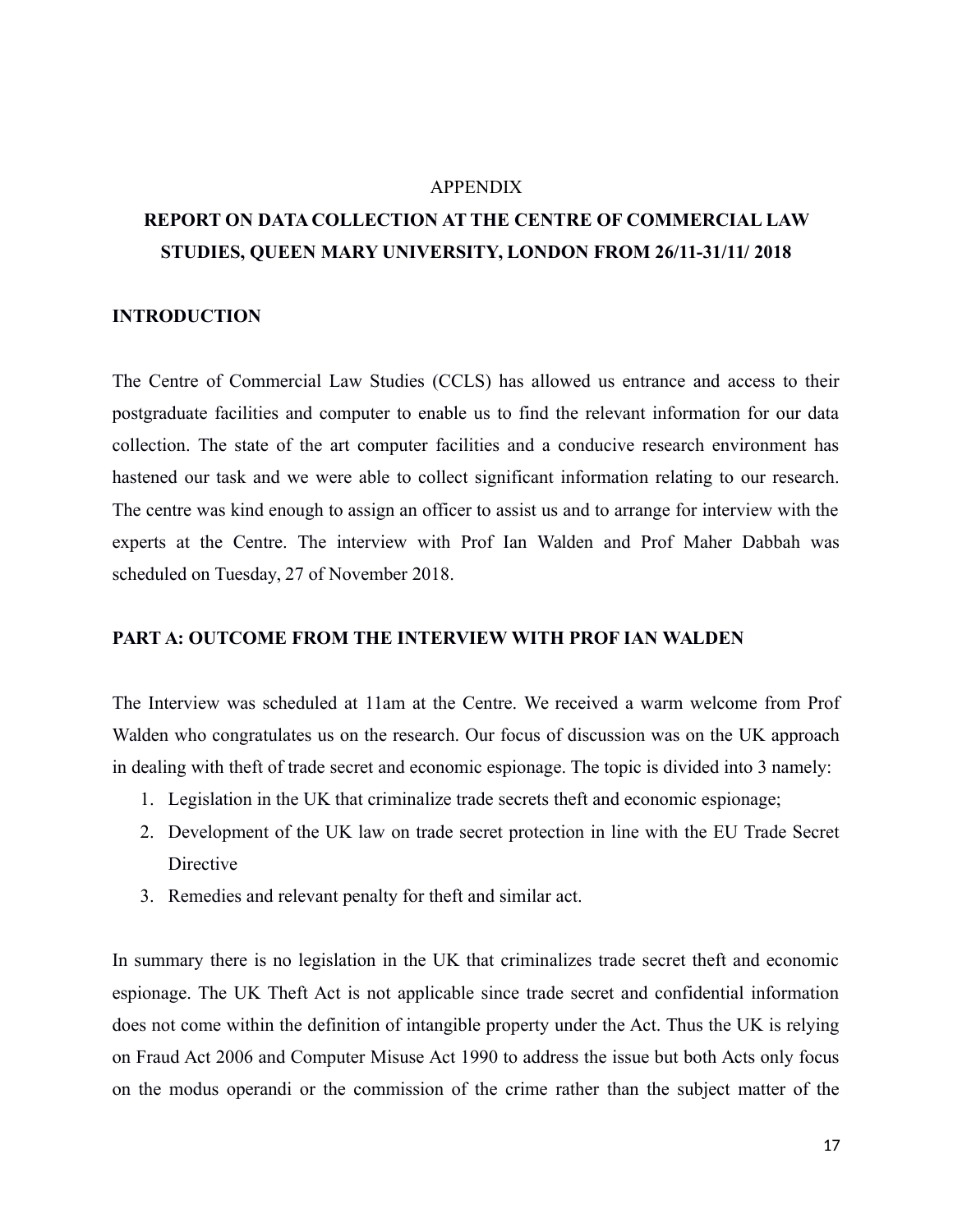APPENDIX

## REPORT ON DATA COLLECTION AT THE CENTRE OF COMMERCIAL LAW STUDIES, QUEEN MARY UNIVERSITY, LONDON FROM 26/11-31/11/ 2018

### INTRODUCTION

The Centre of Commercial Law Studies (CCLS) has allowed us entrance and access to their postgraduate facilities and computer to enable us to find the relevant information for our data collection. The state of the art computer facilities and a conducive research environment has hastened our task and we were able to collect significant information relating to our research. The centre was kind enough to assign an officer to assist us and to arrange for interview with the experts at the Centre. The interview with Prof Ian Walden and Prof Maher Dabbah was scheduled on Tuesday, 27 of November 2018.

### PART A: OUTCOME FROM THE INTERVIEW WITH PROF IAN WALDEN

The Interview was scheduled at 11am at the Centre. We received a warm welcome from Prof Walden who congratulates us on the research. Our focus of discussion was on the UK approach in dealing with theft of trade secret and economic espionage. The topic is divided into 3 namely:

1. Legislation in the UK that criminalize trade secrets theft and economic espionage;
2. Development of the UK law on trade secret protection in line with the EU Trade Secret Directive
3. Remedies and relevant penalty for theft and similar act.

In summary there is no legislation in the UK that criminalizes trade secret theft and economic espionage. The UK Theft Act is not applicable since trade secret and confidential information does not come within the definition of intangible property under the Act. Thus the UK is relying on Fraud Act 2006 and Computer Misuse Act 1990 to address the issue but both Acts only focus on the modus operandi or the commission of the crime rather than the subject matter of the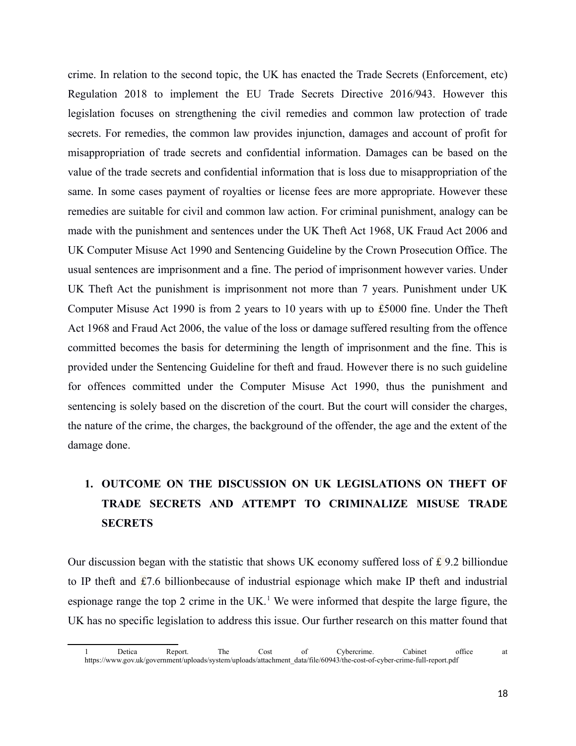crime. In relation to the second topic, the UK has enacted the Trade Secrets (Enforcement, etc) Regulation 2018 to implement the EU Trade Secrets Directive 2016/943. However this legislation focuses on strengthening the civil remedies and common law protection of trade secrets. For remedies, the common law provides injunction, damages and account of profit for misappropriation of trade secrets and confidential information. Damages can be based on the value of the trade secrets and confidential information that is loss due to misappropriation of the same. In some cases payment of royalties or license fees are more appropriate. However these remedies are suitable for civil and common law action. For criminal punishment, analogy can be made with the punishment and sentences under the UK Theft Act 1968, UK Fraud Act 2006 and UK Computer Misuse Act 1990 and Sentencing Guideline by the Crown Prosecution Office. The usual sentences are imprisonment and a fine. The period of imprisonment however varies. Under UK Theft Act the punishment is imprisonment not more than 7 years. Punishment under UK Computer Misuse Act 1990 is from 2 years to 10 years with up to £5000 fine. Under the Theft Act 1968 and Fraud Act 2006, the value of the loss or damage suffered resulting from the offence committed becomes the basis for determining the length of imprisonment and the fine. This is provided under the Sentencing Guideline for theft and fraud. However there is no such guideline for offences committed under the Computer Misuse Act 1990, thus the punishment and sentencing is solely based on the discretion of the court. But the court will consider the charges, the nature of the crime, the charges, the background of the offender, the age and the extent of the damage done.

## 1. OUTCOME ON THE DISCUSSION ON UK LEGISLATIONS ON THEFT OF TRADE SECRETS AND ATTEMPT TO CRIMINALIZE MISUSE TRADE SECRETS

Our discussion began with the statistic that shows UK economy suffered loss of £ 9.2 billiondue to IP theft and £7.6 billionbecause of industrial espionage which make IP theft and industrial espionage range the top 2 crime in the UK.[1] We were informed that despite the large figure, the UK has no specific legislation to address this issue. Our further research on this matter found that

---

1 Detica Report. The Cost of Cybercrime. Cabinet office at https://www.gov.uk/government/uploads/system/uploads/attachment_data/file/60943/the-cost-of-cyber-crime-full-report.pdf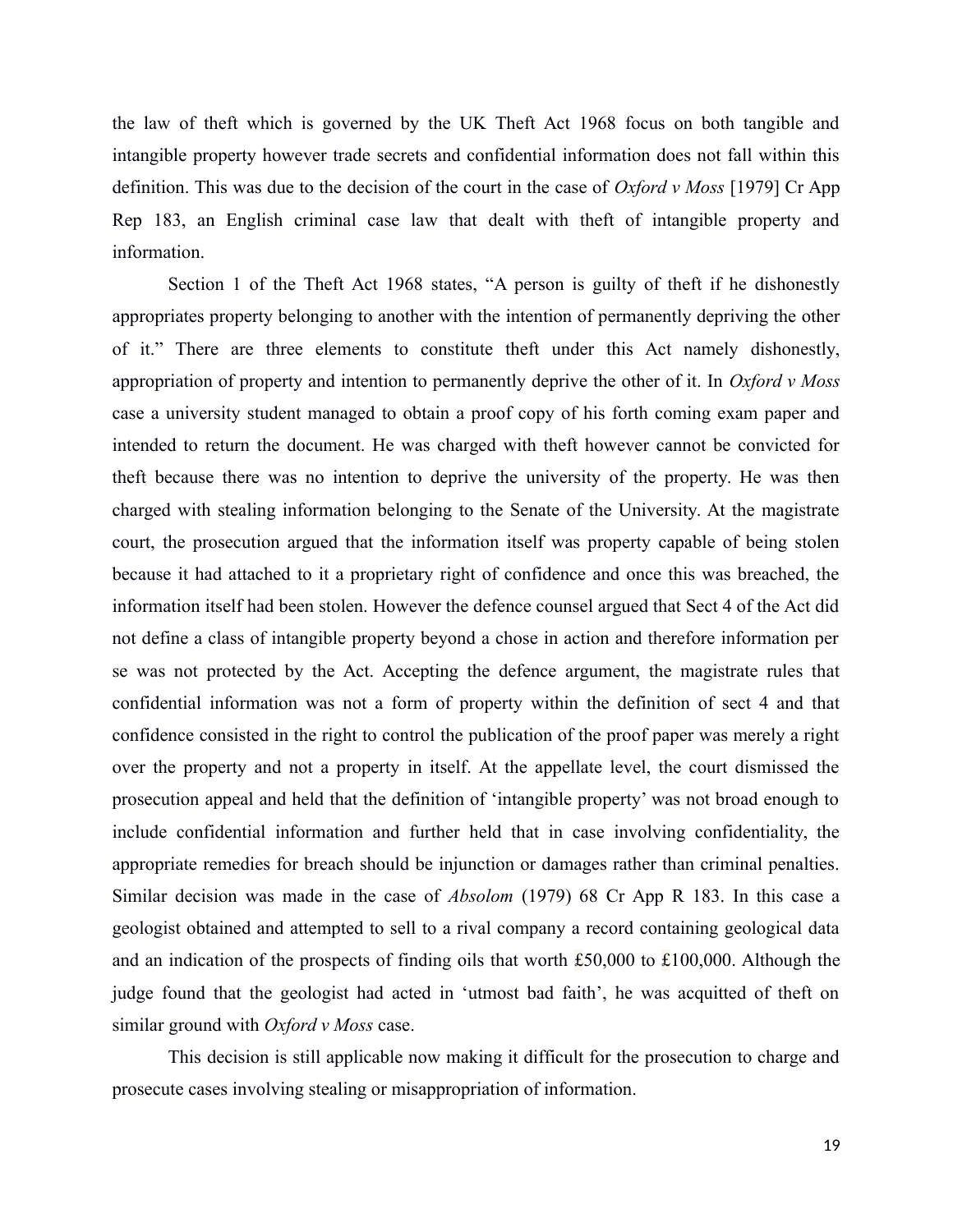the law of theft which is governed by the UK Theft Act 1968 focus on both tangible and intangible property however trade secrets and confidential information does not fall within this definition. This was due to the decision of the court in the case of *Oxford v Moss* [1979] Cr App Rep 183, an English criminal case law that dealt with theft of intangible property and information.

Section 1 of the Theft Act 1968 states, "A person is guilty of theft if he dishonestly appropriates property belonging to another with the intention of permanently depriving the other of it." There are three elements to constitute theft under this Act namely dishonestly, appropriation of property and intention to permanently deprive the other of it. In *Oxford v Moss* case a university student managed to obtain a proof copy of his forth coming exam paper and intended to return the document. He was charged with theft however cannot be convicted for theft because there was no intention to deprive the university of the property. He was then charged with stealing information belonging to the Senate of the University. At the magistrate court, the prosecution argued that the information itself was property capable of being stolen because it had attached to it a proprietary right of confidence and once this was breached, the information itself had been stolen. However the defence counsel argued that Sect 4 of the Act did not define a class of intangible property beyond a chose in action and therefore information per se was not protected by the Act. Accepting the defence argument, the magistrate rules that confidential information was not a form of property within the definition of sect 4 and that confidence consisted in the right to control the publication of the proof paper was merely a right over the property and not a property in itself. At the appellate level, the court dismissed the prosecution appeal and held that the definition of 'intangible property' was not broad enough to include confidential information and further held that in case involving confidentiality, the appropriate remedies for breach should be injunction or damages rather than criminal penalties. Similar decision was made in the case of *Absolom* (1979) 68 Cr App R 183. In this case a geologist obtained and attempted to sell to a rival company a record containing geological data and an indication of the prospects of finding oils that worth £50,000 to £100,000. Although the judge found that the geologist had acted in 'utmost bad faith', he was acquitted of theft on similar ground with *Oxford v Moss* case.

This decision is still applicable now making it difficult for the prosecution to charge and prosecute cases involving stealing or misappropriation of information.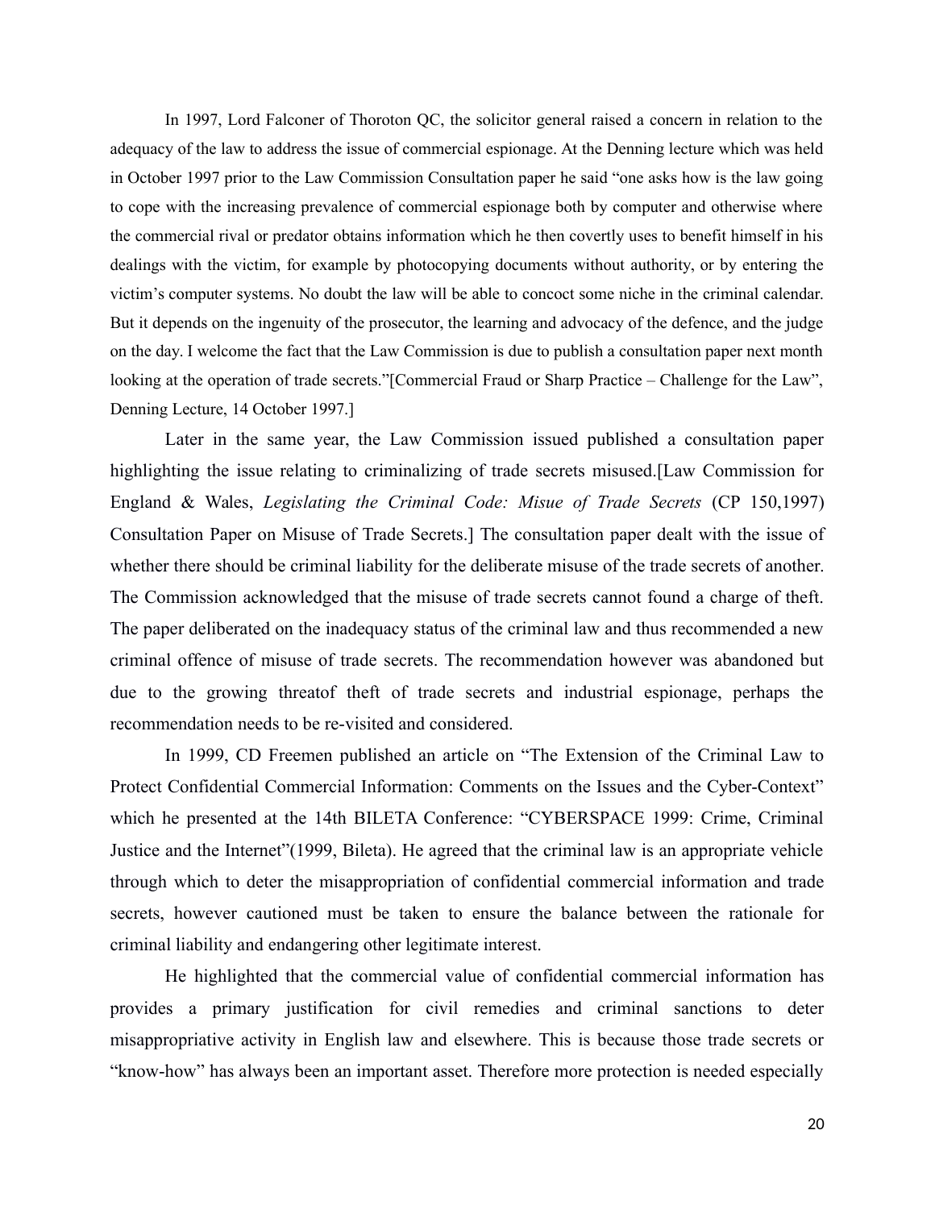In 1997, Lord Falconer of Thoroton QC, the solicitor general raised a concern in relation to the adequacy of the law to address the issue of commercial espionage. At the Denning lecture which was held in October 1997 prior to the Law Commission Consultation paper he said "one asks how is the law going to cope with the increasing prevalence of commercial espionage both by computer and otherwise where the commercial rival or predator obtains information which he then covertly uses to benefit himself in his dealings with the victim, for example by photocopying documents without authority, or by entering the victim's computer systems. No doubt the law will be able to concoct some niche in the criminal calendar. But it depends on the ingenuity of the prosecutor, the learning and advocacy of the defence, and the judge on the day. I welcome the fact that the Law Commission is due to publish a consultation paper next month looking at the operation of trade secrets."[Commercial Fraud or Sharp Practice – Challenge for the Law", Denning Lecture, 14 October 1997.]

Later in the same year, the Law Commission issued published a consultation paper highlighting the issue relating to criminalizing of trade secrets misused.[Law Commission for England & Wales, *Legislating the Criminal Code: Misue of Trade Secrets* (CP 150,1997) Consultation Paper on Misuse of Trade Secrets.] The consultation paper dealt with the issue of whether there should be criminal liability for the deliberate misuse of the trade secrets of another. The Commission acknowledged that the misuse of trade secrets cannot found a charge of theft. The paper deliberated on the inadequacy status of the criminal law and thus recommended a new criminal offence of misuse of trade secrets. The recommendation however was abandoned but due to the growing threatof theft of trade secrets and industrial espionage, perhaps the recommendation needs to be re-visited and considered.

In 1999, CD Freemen published an article on "The Extension of the Criminal Law to Protect Confidential Commercial Information: Comments on the Issues and the Cyber-Context" which he presented at the 14th BILETA Conference: "CYBERSPACE 1999: Crime, Criminal Justice and the Internet"(1999, Bileta). He agreed that the criminal law is an appropriate vehicle through which to deter the misappropriation of confidential commercial information and trade secrets, however cautioned must be taken to ensure the balance between the rationale for criminal liability and endangering other legitimate interest.

He highlighted that the commercial value of confidential commercial information has provides a primary justification for civil remedies and criminal sanctions to deter misappropriative activity in English law and elsewhere. This is because those trade secrets or "know-how" has always been an important asset. Therefore more protection is needed especially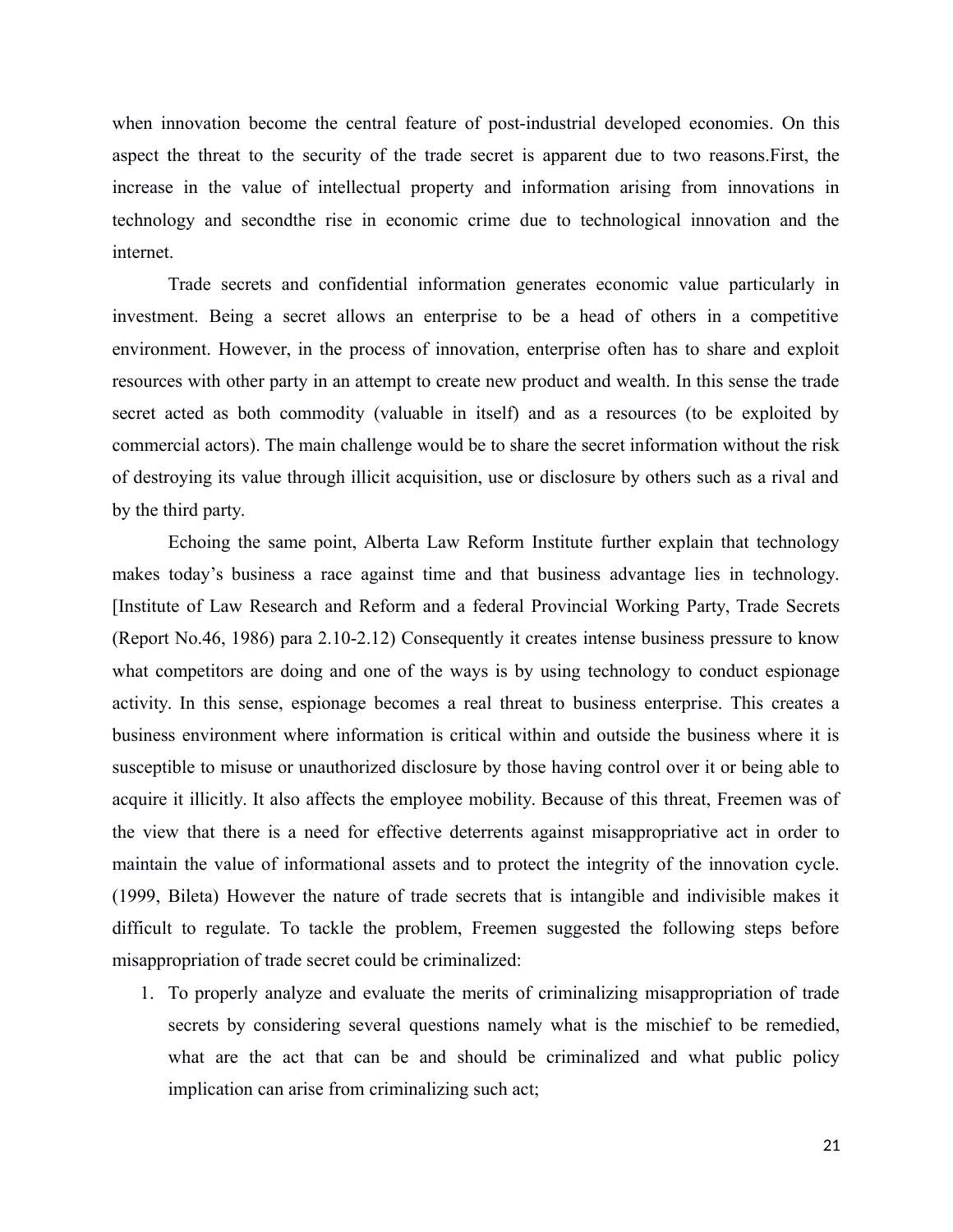when innovation become the central feature of post-industrial developed economies. On this aspect the threat to the security of the trade secret is apparent due to two reasons.First, the increase in the value of intellectual property and information arising from innovations in technology and secondthe rise in economic crime due to technological innovation and the internet.

Trade secrets and confidential information generates economic value particularly in investment. Being a secret allows an enterprise to be a head of others in a competitive environment. However, in the process of innovation, enterprise often has to share and exploit resources with other party in an attempt to create new product and wealth. In this sense the trade secret acted as both commodity (valuable in itself) and as a resources (to be exploited by commercial actors). The main challenge would be to share the secret information without the risk of destroying its value through illicit acquisition, use or disclosure by others such as a rival and by the third party.

Echoing the same point, Alberta Law Reform Institute further explain that technology makes today's business a race against time and that business advantage lies in technology. [Institute of Law Research and Reform and a federal Provincial Working Party, Trade Secrets (Report No.46, 1986) para 2.10-2.12) Consequently it creates intense business pressure to know what competitors are doing and one of the ways is by using technology to conduct espionage activity. In this sense, espionage becomes a real threat to business enterprise. This creates a business environment where information is critical within and outside the business where it is susceptible to misuse or unauthorized disclosure by those having control over it or being able to acquire it illicitly. It also affects the employee mobility. Because of this threat, Freemen was of the view that there is a need for effective deterrents against misappropriative act in order to maintain the value of informational assets and to protect the integrity of the innovation cycle. (1999, Bileta) However the nature of trade secrets that is intangible and indivisible makes it difficult to regulate. To tackle the problem, Freemen suggested the following steps before misappropriation of trade secret could be criminalized:

1. To properly analyze and evaluate the merits of criminalizing misappropriation of trade secrets by considering several questions namely what is the mischief to be remedied, what are the act that can be and should be criminalized and what public policy implication can arise from criminalizing such act;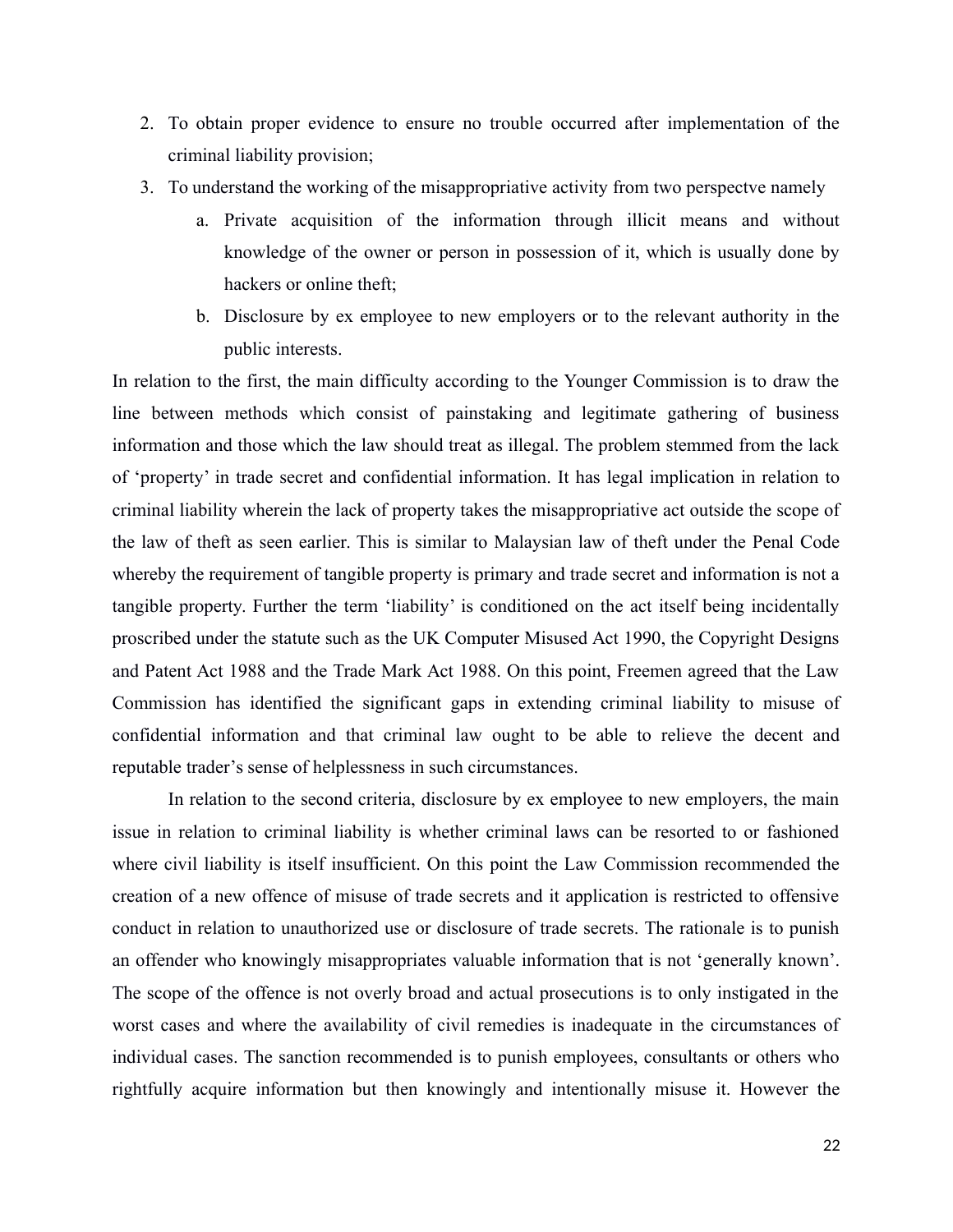2. To obtain proper evidence to ensure no trouble occurred after implementation of the criminal liability provision;
3. To understand the working of the misappropriative activity from two perspectve namely
    a. Private acquisition of the information through illicit means and without knowledge of the owner or person in possession of it, which is usually done by hackers or online theft;
    b. Disclosure by ex employee to new employers or to the relevant authority in the public interests.

In relation to the first, the main difficulty according to the Younger Commission is to draw the line between methods which consist of painstaking and legitimate gathering of business information and those which the law should treat as illegal. The problem stemmed from the lack of 'property' in trade secret and confidential information. It has legal implication in relation to criminal liability wherein the lack of property takes the misappropriative act outside the scope of the law of theft as seen earlier. This is similar to Malaysian law of theft under the Penal Code whereby the requirement of tangible property is primary and trade secret and information is not a tangible property. Further the term 'liability' is conditioned on the act itself being incidentally proscribed under the statute such as the UK Computer Misused Act 1990, the Copyright Designs and Patent Act 1988 and the Trade Mark Act 1988. On this point, Freemen agreed that the Law Commission has identified the significant gaps in extending criminal liability to misuse of confidential information and that criminal law ought to be able to relieve the decent and reputable trader's sense of helplessness in such circumstances.

In relation to the second criteria, disclosure by ex employee to new employers, the main issue in relation to criminal liability is whether criminal laws can be resorted to or fashioned where civil liability is itself insufficient. On this point the Law Commission recommended the creation of a new offence of misuse of trade secrets and it application is restricted to offensive conduct in relation to unauthorized use or disclosure of trade secrets. The rationale is to punish an offender who knowingly misappropriates valuable information that is not 'generally known'. The scope of the offence is not overly broad and actual prosecutions is to only instigated in the worst cases and where the availability of civil remedies is inadequate in the circumstances of individual cases. The sanction recommended is to punish employees, consultants or others who rightfully acquire information but then knowingly and intentionally misuse it. However the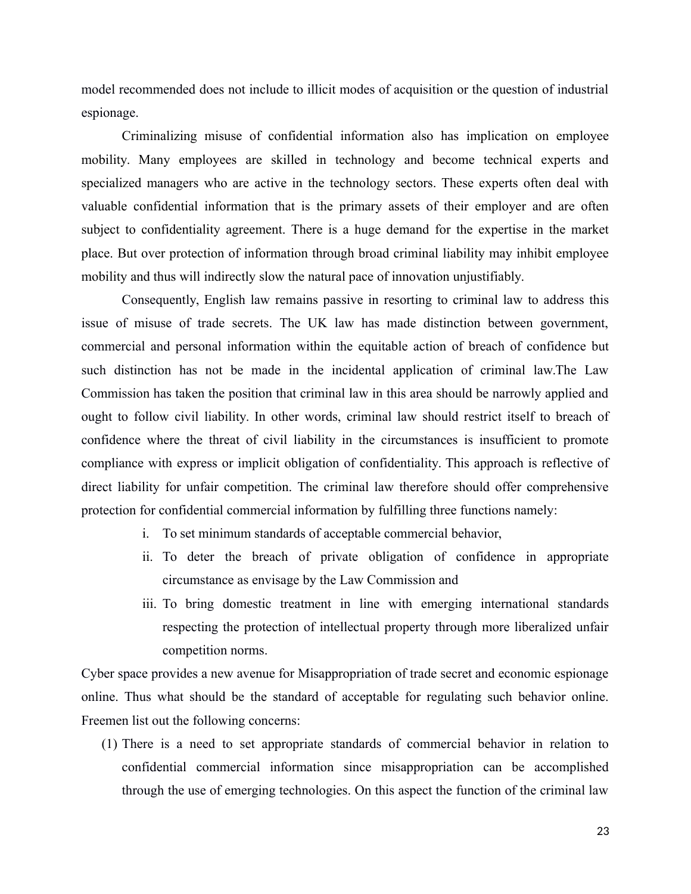model recommended does not include to illicit modes of acquisition or the question of industrial espionage.

Criminalizing misuse of confidential information also has implication on employee mobility. Many employees are skilled in technology and become technical experts and specialized managers who are active in the technology sectors. These experts often deal with valuable confidential information that is the primary assets of their employer and are often subject to confidentiality agreement. There is a huge demand for the expertise in the market place. But over protection of information through broad criminal liability may inhibit employee mobility and thus will indirectly slow the natural pace of innovation unjustifiably.

Consequently, English law remains passive in resorting to criminal law to address this issue of misuse of trade secrets. The UK law has made distinction between government, commercial and personal information within the equitable action of breach of confidence but such distinction has not be made in the incidental application of criminal law.The Law Commission has taken the position that criminal law in this area should be narrowly applied and ought to follow civil liability. In other words, criminal law should restrict itself to breach of confidence where the threat of civil liability in the circumstances is insufficient to promote compliance with express or implicit obligation of confidentiality. This approach is reflective of direct liability for unfair competition. The criminal law therefore should offer comprehensive protection for confidential commercial information by fulfilling three functions namely:

i. To set minimum standards of acceptable commercial behavior,
ii. To deter the breach of private obligation of confidence in appropriate circumstance as envisage by the Law Commission and
iii. To bring domestic treatment in line with emerging international standards respecting the protection of intellectual property through more liberalized unfair competition norms.

Cyber space provides a new avenue for Misappropriation of trade secret and economic espionage online. Thus what should be the standard of acceptable for regulating such behavior online. Freemen list out the following concerns:

(1) There is a need to set appropriate standards of commercial behavior in relation to confidential commercial information since misappropriation can be accomplished through the use of emerging technologies. On this aspect the function of the criminal law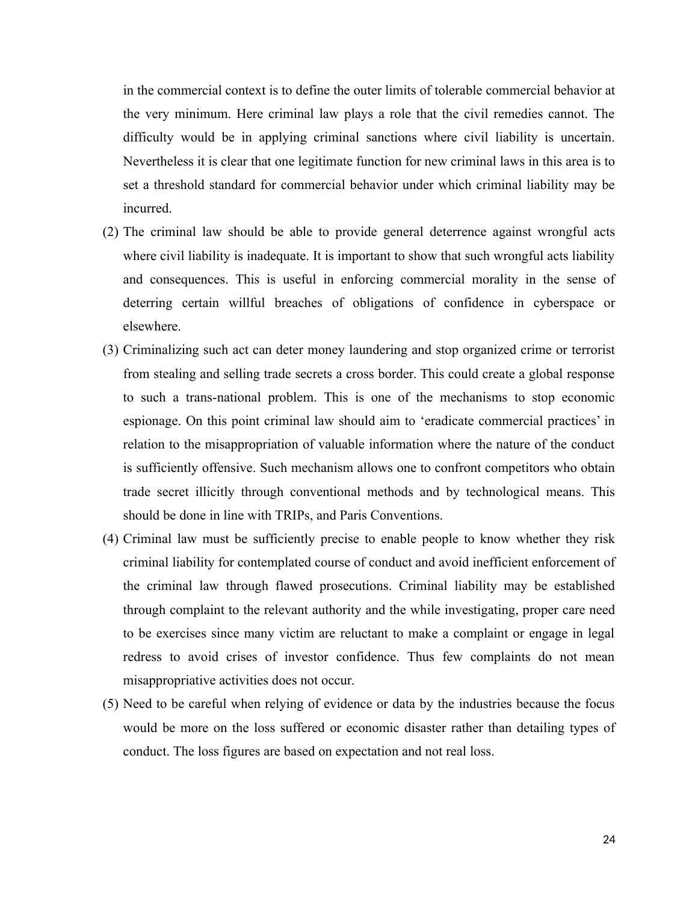in the commercial context is to define the outer limits of tolerable commercial behavior at the very minimum. Here criminal law plays a role that the civil remedies cannot. The difficulty would be in applying criminal sanctions where civil liability is uncertain. Nevertheless it is clear that one legitimate function for new criminal laws in this area is to set a threshold standard for commercial behavior under which criminal liability may be incurred.

(2) The criminal law should be able to provide general deterrence against wrongful acts where civil liability is inadequate. It is important to show that such wrongful acts liability and consequences. This is useful in enforcing commercial morality in the sense of deterring certain willful breaches of obligations of confidence in cyberspace or elsewhere.

(3) Criminalizing such act can deter money laundering and stop organized crime or terrorist from stealing and selling trade secrets a cross border. This could create a global response to such a trans-national problem. This is one of the mechanisms to stop economic espionage. On this point criminal law should aim to 'eradicate commercial practices' in relation to the misappropriation of valuable information where the nature of the conduct is sufficiently offensive. Such mechanism allows one to confront competitors who obtain trade secret illicitly through conventional methods and by technological means. This should be done in line with TRIPs, and Paris Conventions.

(4) Criminal law must be sufficiently precise to enable people to know whether they risk criminal liability for contemplated course of conduct and avoid inefficient enforcement of the criminal law through flawed prosecutions. Criminal liability may be established through complaint to the relevant authority and the while investigating, proper care need to be exercises since many victim are reluctant to make a complaint or engage in legal redress to avoid crises of investor confidence. Thus few complaints do not mean misappropriative activities does not occur.

(5) Need to be careful when relying of evidence or data by the industries because the focus would be more on the loss suffered or economic disaster rather than detailing types of conduct. The loss figures are based on expectation and not real loss.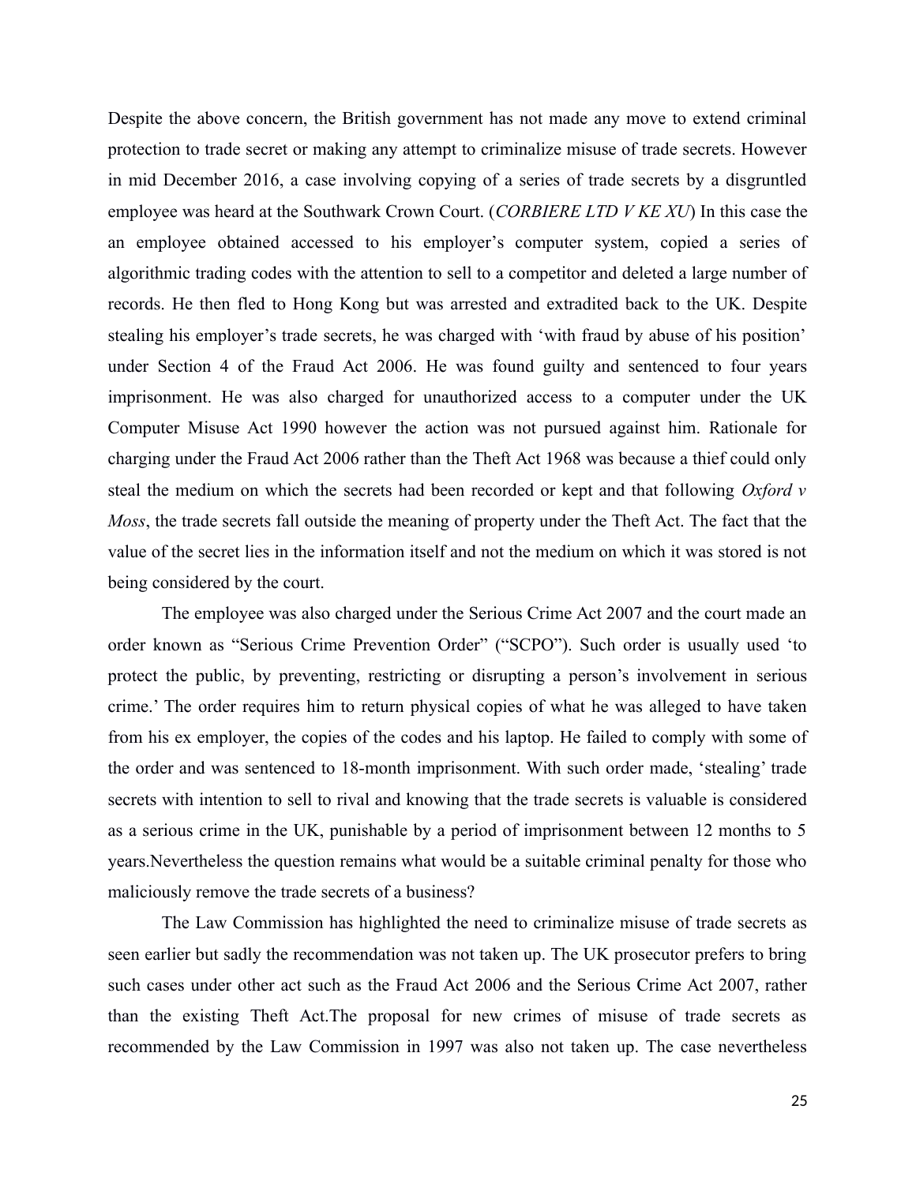Despite the above concern, the British government has not made any move to extend criminal protection to trade secret or making any attempt to criminalize misuse of trade secrets. However in mid December 2016, a case involving copying of a series of trade secrets by a disgruntled employee was heard at the Southwark Crown Court. (*CORBIERE LTD V KE XU*) In this case the an employee obtained accessed to his employer's computer system, copied a series of algorithmic trading codes with the attention to sell to a competitor and deleted a large number of records. He then fled to Hong Kong but was arrested and extradited back to the UK. Despite stealing his employer's trade secrets, he was charged with 'with fraud by abuse of his position' under Section 4 of the Fraud Act 2006. He was found guilty and sentenced to four years imprisonment. He was also charged for unauthorized access to a computer under the UK Computer Misuse Act 1990 however the action was not pursued against him. Rationale for charging under the Fraud Act 2006 rather than the Theft Act 1968 was because a thief could only steal the medium on which the secrets had been recorded or kept and that following *Oxford v Moss*, the trade secrets fall outside the meaning of property under the Theft Act. The fact that the value of the secret lies in the information itself and not the medium on which it was stored is not being considered by the court.

The employee was also charged under the Serious Crime Act 2007 and the court made an order known as "Serious Crime Prevention Order" ("SCPO"). Such order is usually used 'to protect the public, by preventing, restricting or disrupting a person's involvement in serious crime.' The order requires him to return physical copies of what he was alleged to have taken from his ex employer, the copies of the codes and his laptop. He failed to comply with some of the order and was sentenced to 18-month imprisonment. With such order made, 'stealing' trade secrets with intention to sell to rival and knowing that the trade secrets is valuable is considered as a serious crime in the UK, punishable by a period of imprisonment between 12 months to 5 years.Nevertheless the question remains what would be a suitable criminal penalty for those who maliciously remove the trade secrets of a business?

The Law Commission has highlighted the need to criminalize misuse of trade secrets as seen earlier but sadly the recommendation was not taken up. The UK prosecutor prefers to bring such cases under other act such as the Fraud Act 2006 and the Serious Crime Act 2007, rather than the existing Theft Act.The proposal for new crimes of misuse of trade secrets as recommended by the Law Commission in 1997 was also not taken up. The case nevertheless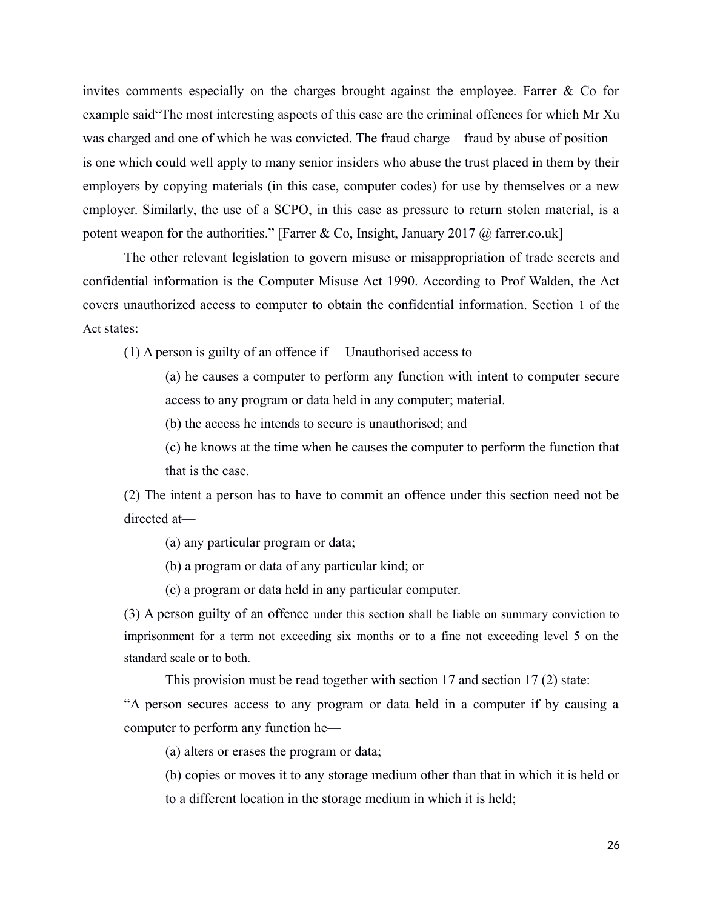invites comments especially on the charges brought against the employee. Farrer & Co for example said"The most interesting aspects of this case are the criminal offences for which Mr Xu was charged and one of which he was convicted. The fraud charge – fraud by abuse of position – is one which could well apply to many senior insiders who abuse the trust placed in them by their employers by copying materials (in this case, computer codes) for use by themselves or a new employer. Similarly, the use of a SCPO, in this case as pressure to return stolen material, is a potent weapon for the authorities." [Farrer & Co, Insight, January 2017 @ farrer.co.uk]

The other relevant legislation to govern misuse or misappropriation of trade secrets and confidential information is the Computer Misuse Act 1990. According to Prof Walden, the Act covers unauthorized access to computer to obtain the confidential information. Section 1 of the Act states:

> (1) A person is guilty of an offence if— Unauthorised access to
>
> > (a) he causes a computer to perform any function with intent to computer secure access to any program or data held in any computer; material.
> >
> > (b) the access he intends to secure is unauthorised; and
> >
> > (c) he knows at the time when he causes the computer to perform the function that that is the case.
>
> (2) The intent a person has to have to commit an offence under this section need not be directed at—
>
> > (a) any particular program or data;
> >
> > (b) a program or data of any particular kind; or
> >
> > (c) a program or data held in any particular computer.
>
> (3) A person guilty of an offence under this section shall be liable on summary conviction to imprisonment for a term not exceeding six months or to a fine not exceeding level 5 on the standard scale or to both.

This provision must be read together with section 17 and section 17 (2) state:

> "A person secures access to any program or data held in a computer if by causing a computer to perform any function he—
>
> > (a) alters or erases the program or data;
> >
> > (b) copies or moves it to any storage medium other than that in which it is held or to a different location in the storage medium in which it is held;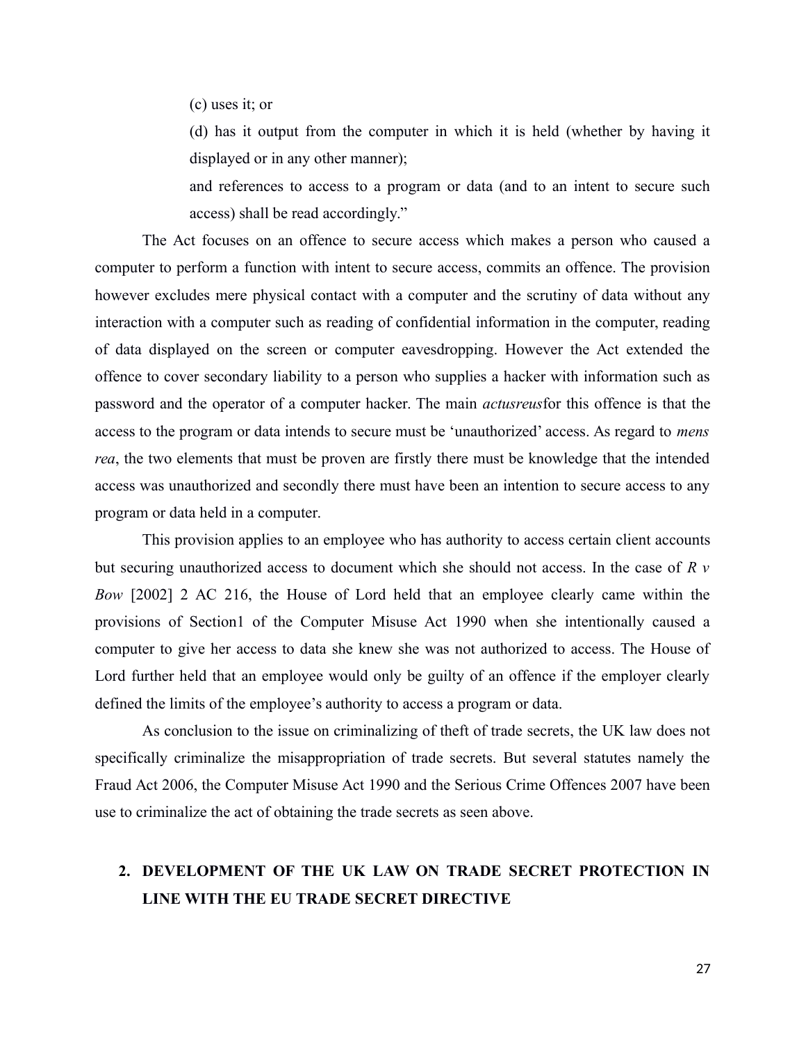(c) uses it; or

(d) has it output from the computer in which it is held (whether by having it displayed or in any other manner);

and references to access to a program or data (and to an intent to secure such access) shall be read accordingly."

The Act focuses on an offence to secure access which makes a person who caused a computer to perform a function with intent to secure access, commits an offence. The provision however excludes mere physical contact with a computer and the scrutiny of data without any interaction with a computer such as reading of confidential information in the computer, reading of data displayed on the screen or computer eavesdropping. However the Act extended the offence to cover secondary liability to a person who supplies a hacker with information such as password and the operator of a computer hacker. The main *actusreus*for this offence is that the access to the program or data intends to secure must be 'unauthorized' access. As regard to *mens rea*, the two elements that must be proven are firstly there must be knowledge that the intended access was unauthorized and secondly there must have been an intention to secure access to any program or data held in a computer.

This provision applies to an employee who has authority to access certain client accounts but securing unauthorized access to document which she should not access. In the case of *R v Bow* [2002] 2 AC 216, the House of Lord held that an employee clearly came within the provisions of Section1 of the Computer Misuse Act 1990 when she intentionally caused a computer to give her access to data she knew she was not authorized to access. The House of Lord further held that an employee would only be guilty of an offence if the employer clearly defined the limits of the employee's authority to access a program or data.

As conclusion to the issue on criminalizing of theft of trade secrets, the UK law does not specifically criminalize the misappropriation of trade secrets. But several statutes namely the Fraud Act 2006, the Computer Misuse Act 1990 and the Serious Crime Offences 2007 have been use to criminalize the act of obtaining the trade secrets as seen above.

## 2. DEVELOPMENT OF THE UK LAW ON TRADE SECRET PROTECTION IN LINE WITH THE EU TRADE SECRET DIRECTIVE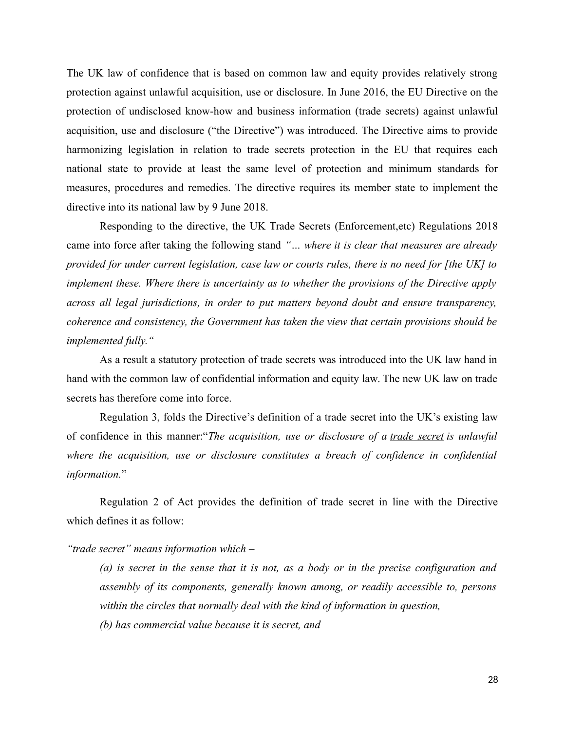The UK law of confidence that is based on common law and equity provides relatively strong protection against unlawful acquisition, use or disclosure. In June 2016, the EU Directive on the protection of undisclosed know-how and business information (trade secrets) against unlawful acquisition, use and disclosure ("the Directive") was introduced. The Directive aims to provide harmonizing legislation in relation to trade secrets protection in the EU that requires each national state to provide at least the same level of protection and minimum standards for measures, procedures and remedies. The directive requires its member state to implement the directive into its national law by 9 June 2018.

Responding to the directive, the UK Trade Secrets (Enforcement,etc) Regulations 2018 came into force after taking the following stand *"... where it is clear that measures are already provided for under current legislation, case law or courts rules, there is no need for [the UK] to implement these. Where there is uncertainty as to whether the provisions of the Directive apply across all legal jurisdictions, in order to put matters beyond doubt and ensure transparency, coherence and consistency, the Government has taken the view that certain provisions should be implemented fully."*

As a result a statutory protection of trade secrets was introduced into the UK law hand in hand with the common law of confidential information and equity law. The new UK law on trade secrets has therefore come into force.

Regulation 3, folds the Directive's definition of a trade secret into the UK's existing law of confidence in this manner:"*The acquisition, use or disclosure of a <u>trade secret</u> is unlawful where the acquisition, use or disclosure constitutes a breach of confidence in confidential information.*"

Regulation 2 of Act provides the definition of trade secret in line with the Directive which defines it as follow:

*"trade secret" means information which –*

> *(a) is secret in the sense that it is not, as a body or in the precise configuration and assembly of its components, generally known among, or readily accessible to, persons within the circles that normally deal with the kind of information in question,*
>
> *(b) has commercial value because it is secret, and*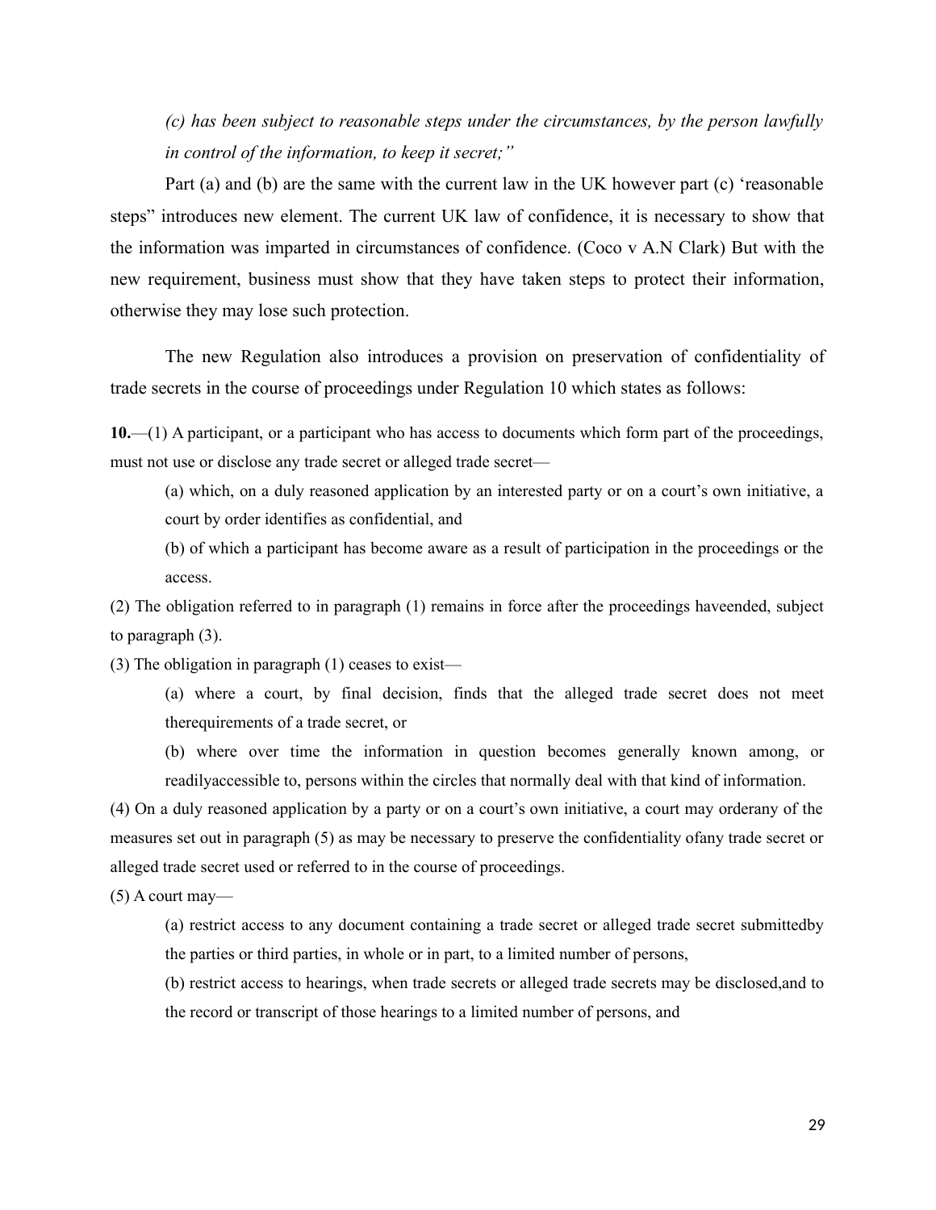*(c) has been subject to reasonable steps under the circumstances, by the person lawfully in control of the information, to keep it secret;"*

Part (a) and (b) are the same with the current law in the UK however part (c) 'reasonable steps" introduces new element. The current UK law of confidence, it is necessary to show that the information was imparted in circumstances of confidence. (Coco v A.N Clark) But with the new requirement, business must show that they have taken steps to protect their information, otherwise they may lose such protection.

The new Regulation also introduces a provision on preservation of confidentiality of trade secrets in the course of proceedings under Regulation 10 which states as follows:

**10.**—(1) A participant, or a participant who has access to documents which form part of the proceedings, must not use or disclose any trade secret or alleged trade secret—

(a) which, on a duly reasoned application by an interested party or on a court's own initiative, a court by order identifies as confidential, and

(b) of which a participant has become aware as a result of participation in the proceedings or the access.

(2) The obligation referred to in paragraph (1) remains in force after the proceedings haveended, subject to paragraph (3).

(3) The obligation in paragraph (1) ceases to exist—

(a) where a court, by final decision, finds that the alleged trade secret does not meet therequirements of a trade secret, or

(b) where over time the information in question becomes generally known among, or readilyaccessible to, persons within the circles that normally deal with that kind of information.

(4) On a duly reasoned application by a party or on a court's own initiative, a court may orderany of the measures set out in paragraph (5) as may be necessary to preserve the confidentiality ofany trade secret or alleged trade secret used or referred to in the course of proceedings.

(5) A court may—

(a) restrict access to any document containing a trade secret or alleged trade secret submittedby the parties or third parties, in whole or in part, to a limited number of persons,

(b) restrict access to hearings, when trade secrets or alleged trade secrets may be disclosed,and to the record or transcript of those hearings to a limited number of persons, and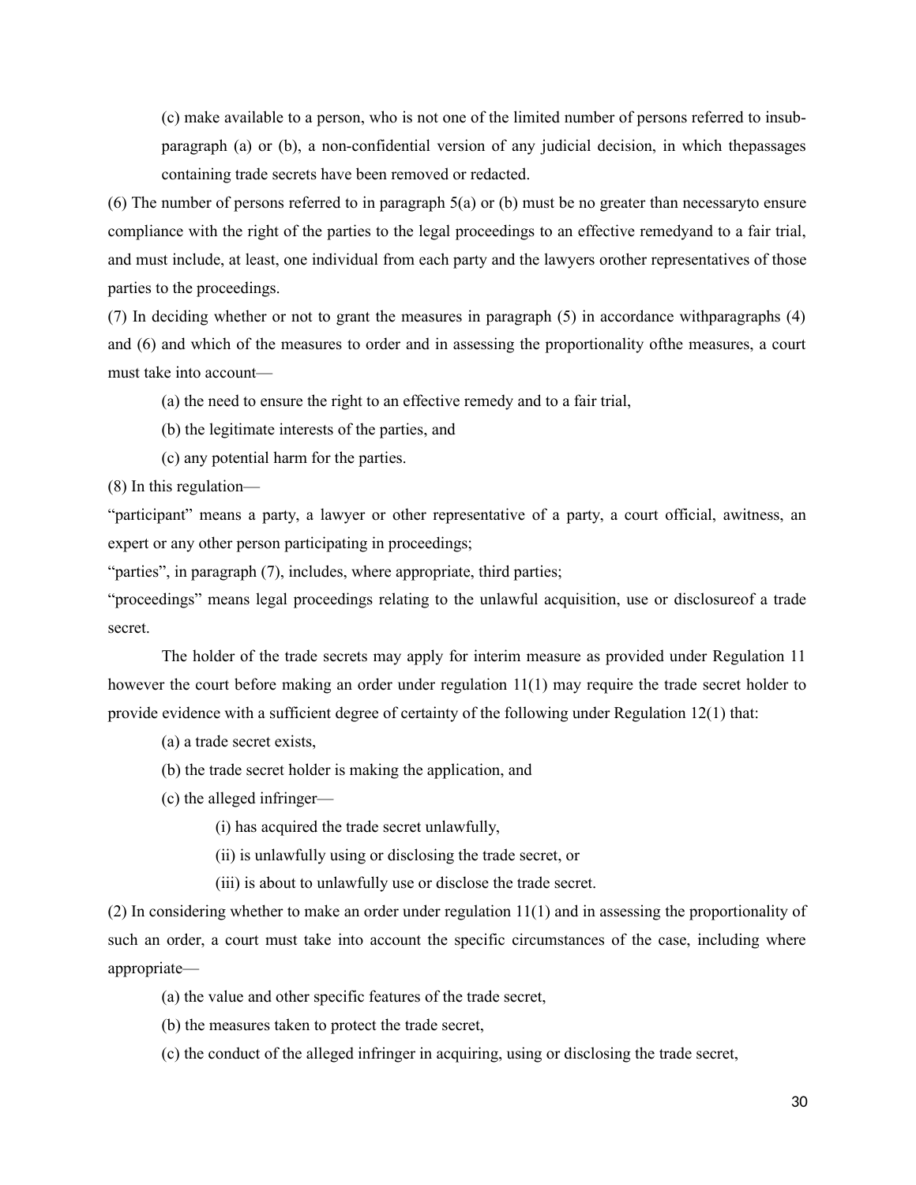(c) make available to a person, who is not one of the limited number of persons referred to insub-paragraph (a) or (b), a non-confidential version of any judicial decision, in which thepassages containing trade secrets have been removed or redacted.

(6) The number of persons referred to in paragraph 5(a) or (b) must be no greater than necessaryto ensure compliance with the right of the parties to the legal proceedings to an effective remedyand to a fair trial, and must include, at least, one individual from each party and the lawyers orother representatives of those parties to the proceedings.

(7) In deciding whether or not to grant the measures in paragraph (5) in accordance withparagraphs (4) and (6) and which of the measures to order and in assessing the proportionality ofthe measures, a court must take into account—

(a) the need to ensure the right to an effective remedy and to a fair trial,

(b) the legitimate interests of the parties, and

(c) any potential harm for the parties.

(8) In this regulation—

"participant" means a party, a lawyer or other representative of a party, a court official, awitness, an expert or any other person participating in proceedings;

"parties", in paragraph (7), includes, where appropriate, third parties;

"proceedings" means legal proceedings relating to the unlawful acquisition, use or disclosureof a trade secret.

The holder of the trade secrets may apply for interim measure as provided under Regulation 11 however the court before making an order under regulation 11(1) may require the trade secret holder to provide evidence with a sufficient degree of certainty of the following under Regulation 12(1) that:

(a) a trade secret exists,

(b) the trade secret holder is making the application, and

(c) the alleged infringer—

(i) has acquired the trade secret unlawfully,

(ii) is unlawfully using or disclosing the trade secret, or

(iii) is about to unlawfully use or disclose the trade secret.

(2) In considering whether to make an order under regulation 11(1) and in assessing the proportionality of such an order, a court must take into account the specific circumstances of the case, including where appropriate—

(a) the value and other specific features of the trade secret,

(b) the measures taken to protect the trade secret,

(c) the conduct of the alleged infringer in acquiring, using or disclosing the trade secret,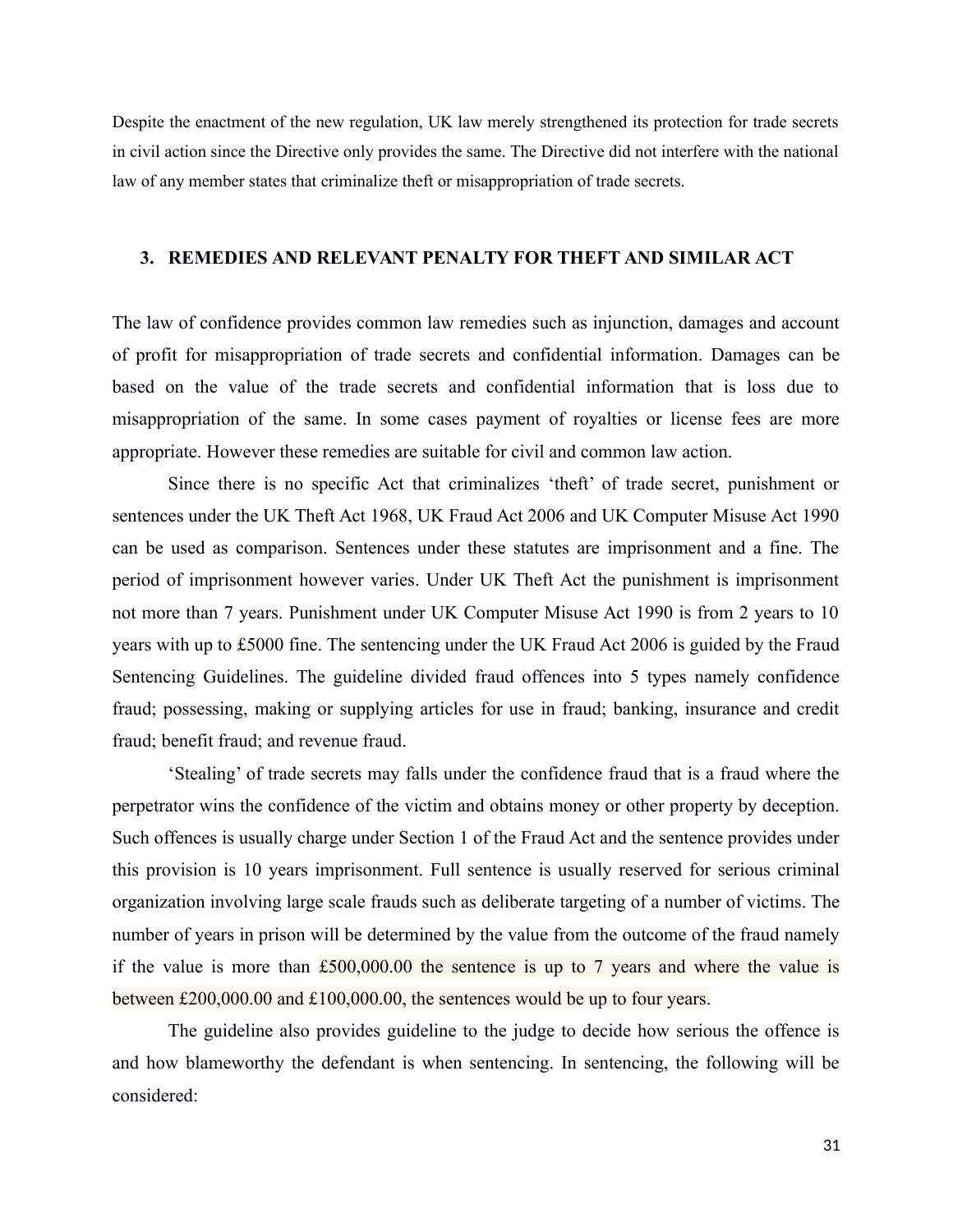Despite the enactment of the new regulation, UK law merely strengthened its protection for trade secrets in civil action since the Directive only provides the same. The Directive did not interfere with the national law of any member states that criminalize theft or misappropriation of trade secrets.

### 3. REMEDIES AND RELEVANT PENALTY FOR THEFT AND SIMILAR ACT

The law of confidence provides common law remedies such as injunction, damages and account of profit for misappropriation of trade secrets and confidential information. Damages can be based on the value of the trade secrets and confidential information that is loss due to misappropriation of the same. In some cases payment of royalties or license fees are more appropriate. However these remedies are suitable for civil and common law action.

Since there is no specific Act that criminalizes 'theft' of trade secret, punishment or sentences under the UK Theft Act 1968, UK Fraud Act 2006 and UK Computer Misuse Act 1990 can be used as comparison. Sentences under these statutes are imprisonment and a fine. The period of imprisonment however varies. Under UK Theft Act the punishment is imprisonment not more than 7 years. Punishment under UK Computer Misuse Act 1990 is from 2 years to 10 years with up to £5000 fine. The sentencing under the UK Fraud Act 2006 is guided by the Fraud Sentencing Guidelines. The guideline divided fraud offences into 5 types namely confidence fraud; possessing, making or supplying articles for use in fraud; banking, insurance and credit fraud; benefit fraud; and revenue fraud.

'Stealing' of trade secrets may falls under the confidence fraud that is a fraud where the perpetrator wins the confidence of the victim and obtains money or other property by deception. Such offences is usually charge under Section 1 of the Fraud Act and the sentence provides under this provision is 10 years imprisonment. Full sentence is usually reserved for serious criminal organization involving large scale frauds such as deliberate targeting of a number of victims. The number of years in prison will be determined by the value from the outcome of the fraud namely if the value is more than £500,000.00 the sentence is up to 7 years and where the value is between £200,000.00 and £100,000.00, the sentences would be up to four years.

The guideline also provides guideline to the judge to decide how serious the offence is and how blameworthy the defendant is when sentencing. In sentencing, the following will be considered: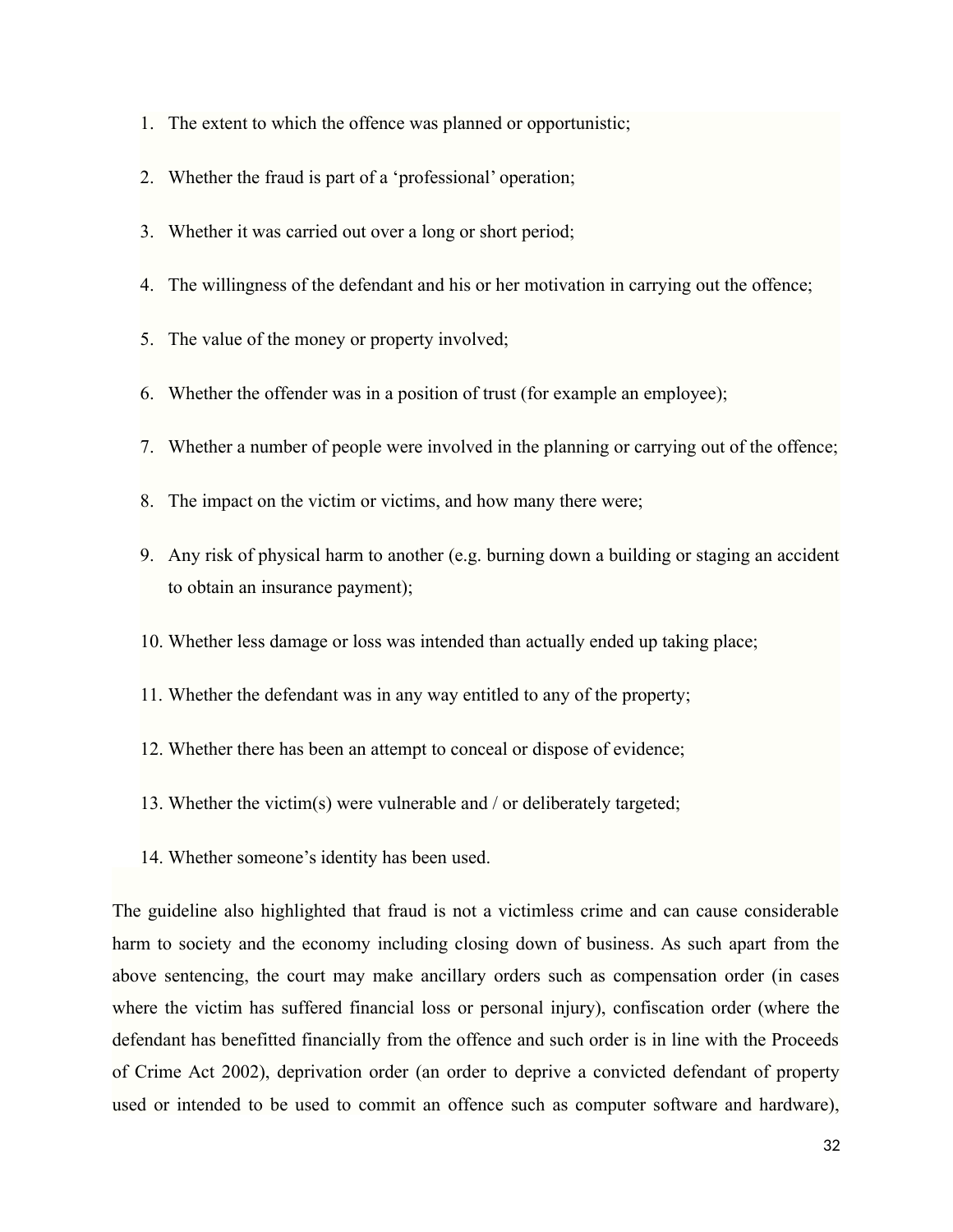1. The extent to which the offence was planned or opportunistic;
2. Whether the fraud is part of a 'professional' operation;
3. Whether it was carried out over a long or short period;
4. The willingness of the defendant and his or her motivation in carrying out the offence;
5. The value of the money or property involved;
6. Whether the offender was in a position of trust (for example an employee);
7. Whether a number of people were involved in the planning or carrying out of the offence;
8. The impact on the victim or victims, and how many there were;
9. Any risk of physical harm to another (e.g. burning down a building or staging an accident to obtain an insurance payment);
10. Whether less damage or loss was intended than actually ended up taking place;
11. Whether the defendant was in any way entitled to any of the property;
12. Whether there has been an attempt to conceal or dispose of evidence;
13. Whether the victim(s) were vulnerable and / or deliberately targeted;
14. Whether someone's identity has been used.

The guideline also highlighted that fraud is not a victimless crime and can cause considerable harm to society and the economy including closing down of business. As such apart from the above sentencing, the court may make ancillary orders such as compensation order (in cases where the victim has suffered financial loss or personal injury), confiscation order (where the defendant has benefitted financially from the offence and such order is in line with the Proceeds of Crime Act 2002), deprivation order (an order to deprive a convicted defendant of property used or intended to be used to commit an offence such as computer software and hardware),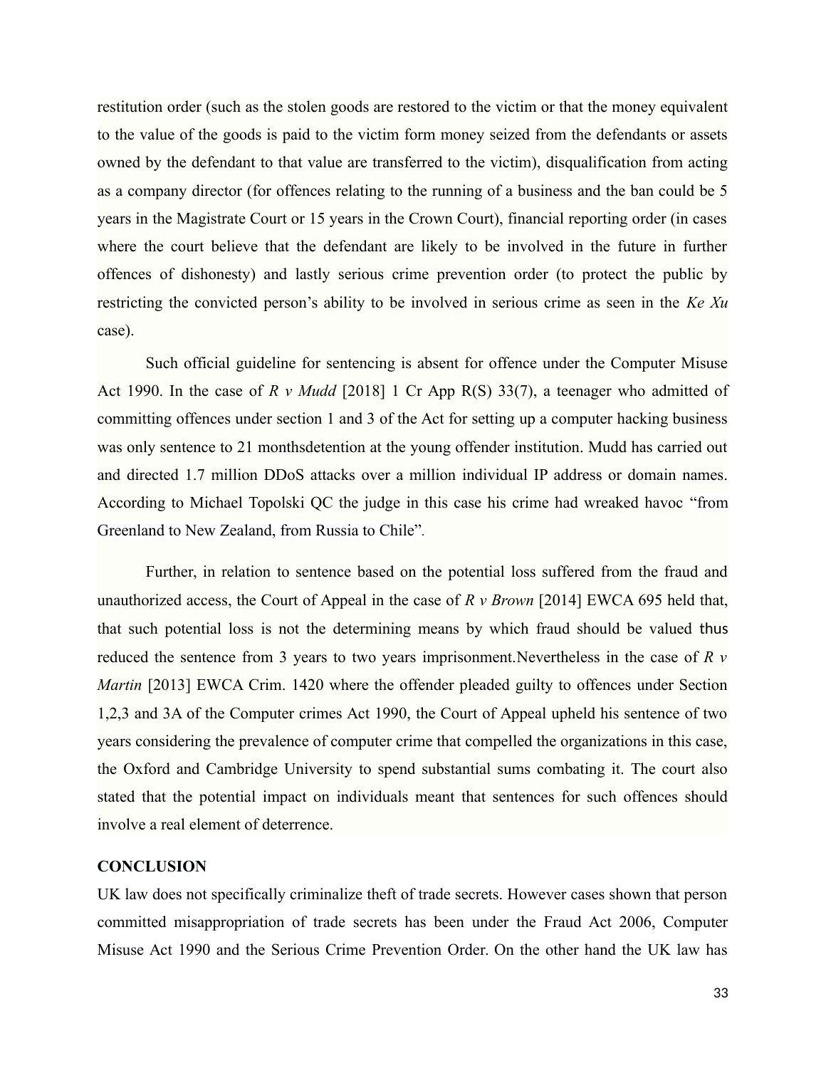restitution order (such as the stolen goods are restored to the victim or that the money equivalent to the value of the goods is paid to the victim form money seized from the defendants or assets owned by the defendant to that value are transferred to the victim), disqualification from acting as a company director (for offences relating to the running of a business and the ban could be 5 years in the Magistrate Court or 15 years in the Crown Court), financial reporting order (in cases where the court believe that the defendant are likely to be involved in the future in further offences of dishonesty) and lastly serious crime prevention order (to protect the public by restricting the convicted person's ability to be involved in serious crime as seen in the *Ke Xu* case).

Such official guideline for sentencing is absent for offence under the Computer Misuse Act 1990. In the case of *R v Mudd* [2018] 1 Cr App R(S) 33(7), a teenager who admitted of committing offences under section 1 and 3 of the Act for setting up a computer hacking business was only sentence to 21 monthsdetention at the young offender institution. Mudd has carried out and directed 1.7 million DDoS attacks over a million individual IP address or domain names. According to Michael Topolski QC the judge in this case his crime had wreaked havoc "from Greenland to New Zealand, from Russia to Chile".

Further, in relation to sentence based on the potential loss suffered from the fraud and unauthorized access, the Court of Appeal in the case of *R v Brown* [2014] EWCA 695 held that, that such potential loss is not the determining means by which fraud should be valued thus reduced the sentence from 3 years to two years imprisonment.Nevertheless in the case of *R v Martin* [2013] EWCA Crim. 1420 where the offender pleaded guilty to offences under Section 1,2,3 and 3A of the Computer crimes Act 1990, the Court of Appeal upheld his sentence of two years considering the prevalence of computer crime that compelled the organizations in this case, the Oxford and Cambridge University to spend substantial sums combating it. The court also stated that the potential impact on individuals meant that sentences for such offences should involve a real element of deterrence.

**CONCLUSION**

UK law does not specifically criminalize theft of trade secrets. However cases shown that person committed misappropriation of trade secrets has been under the Fraud Act 2006, Computer Misuse Act 1990 and the Serious Crime Prevention Order. On the other hand the UK law has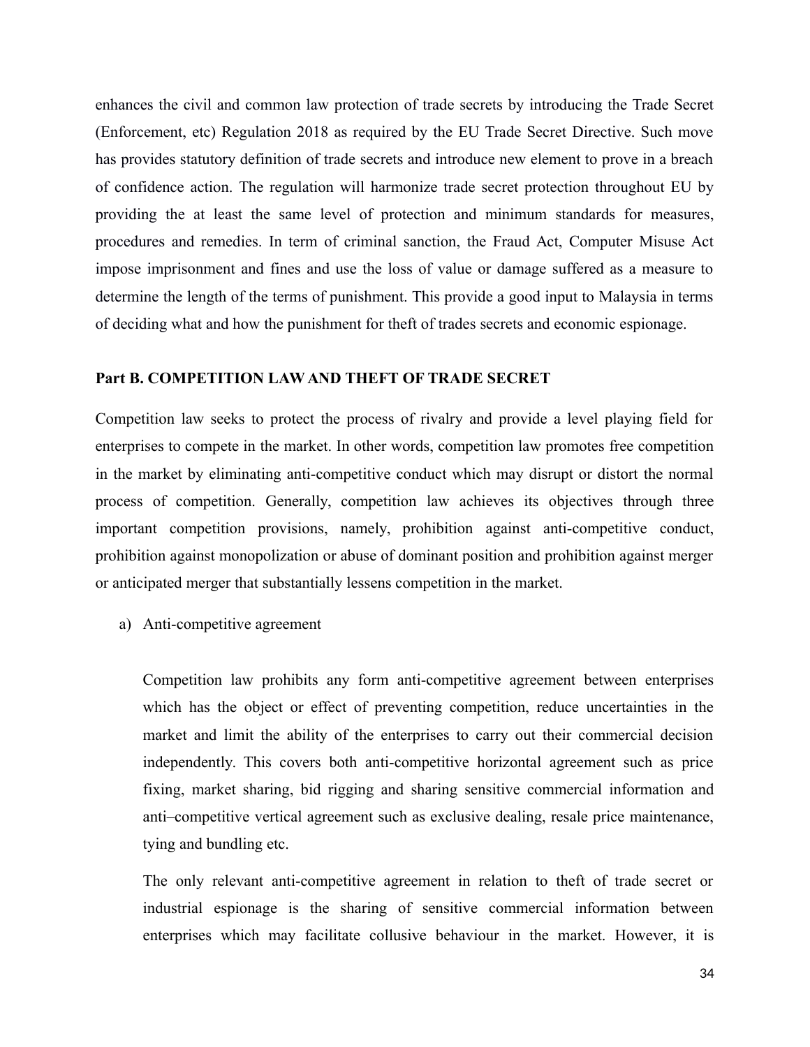enhances the civil and common law protection of trade secrets by introducing the Trade Secret (Enforcement, etc) Regulation 2018 as required by the EU Trade Secret Directive. Such move has provides statutory definition of trade secrets and introduce new element to prove in a breach of confidence action. The regulation will harmonize trade secret protection throughout EU by providing the at least the same level of protection and minimum standards for measures, procedures and remedies. In term of criminal sanction, the Fraud Act, Computer Misuse Act impose imprisonment and fines and use the loss of value or damage suffered as a measure to determine the length of the terms of punishment. This provide a good input to Malaysia in terms of deciding what and how the punishment for theft of trades secrets and economic espionage.

**Part B. COMPETITION LAW AND THEFT OF TRADE SECRET**

Competition law seeks to protect the process of rivalry and provide a level playing field for enterprises to compete in the market. In other words, competition law promotes free competition in the market by eliminating anti-competitive conduct which may disrupt or distort the normal process of competition. Generally, competition law achieves its objectives through three important competition provisions, namely, prohibition against anti-competitive conduct, prohibition against monopolization or abuse of dominant position and prohibition against merger or anticipated merger that substantially lessens competition in the market.

a) Anti-competitive agreement

   Competition law prohibits any form anti-competitive agreement between enterprises which has the object or effect of preventing competition, reduce uncertainties in the market and limit the ability of the enterprises to carry out their commercial decision independently. This covers both anti-competitive horizontal agreement such as price fixing, market sharing, bid rigging and sharing sensitive commercial information and anti–competitive vertical agreement such as exclusive dealing, resale price maintenance, tying and bundling etc.

   The only relevant anti-competitive agreement in relation to theft of trade secret or industrial espionage is the sharing of sensitive commercial information between enterprises which may facilitate collusive behaviour in the market. However, it is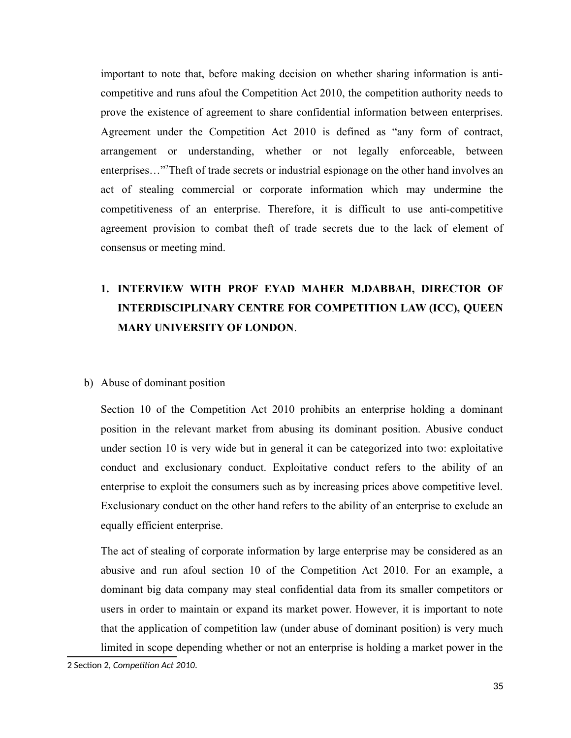important to note that, before making decision on whether sharing information is anti-competitive and runs afoul the Competition Act 2010, the competition authority needs to prove the existence of agreement to share confidential information between enterprises. Agreement under the Competition Act 2010 is defined as "any form of contract, arrangement or understanding, whether or not legally enforceable, between enterprises…"[2]Theft of trade secrets or industrial espionage on the other hand involves an act of stealing commercial or corporate information which may undermine the competitiveness of an enterprise. Therefore, it is difficult to use anti-competitive agreement provision to combat theft of trade secrets due to the lack of element of consensus or meeting mind.

1. **INTERVIEW WITH PROF EYAD MAHER M.DABBAH, DIRECTOR OF INTERDISCIPLINARY CENTRE FOR COMPETITION LAW (ICC), QUEEN MARY UNIVERSITY OF LONDON**.

b) Abuse of dominant position

Section 10 of the Competition Act 2010 prohibits an enterprise holding a dominant position in the relevant market from abusing its dominant position. Abusive conduct under section 10 is very wide but in general it can be categorized into two: exploitative conduct and exclusionary conduct. Exploitative conduct refers to the ability of an enterprise to exploit the consumers such as by increasing prices above competitive level. Exclusionary conduct on the other hand refers to the ability of an enterprise to exclude an equally efficient enterprise.

The act of stealing of corporate information by large enterprise may be considered as an abusive and run afoul section 10 of the Competition Act 2010. For an example, a dominant big data company may steal confidential data from its smaller competitors or users in order to maintain or expand its market power. However, it is important to note that the application of competition law (under abuse of dominant position) is very much limited in scope depending whether or not an enterprise is holding a market power in the

2 Section 2, *Competition Act 2010*.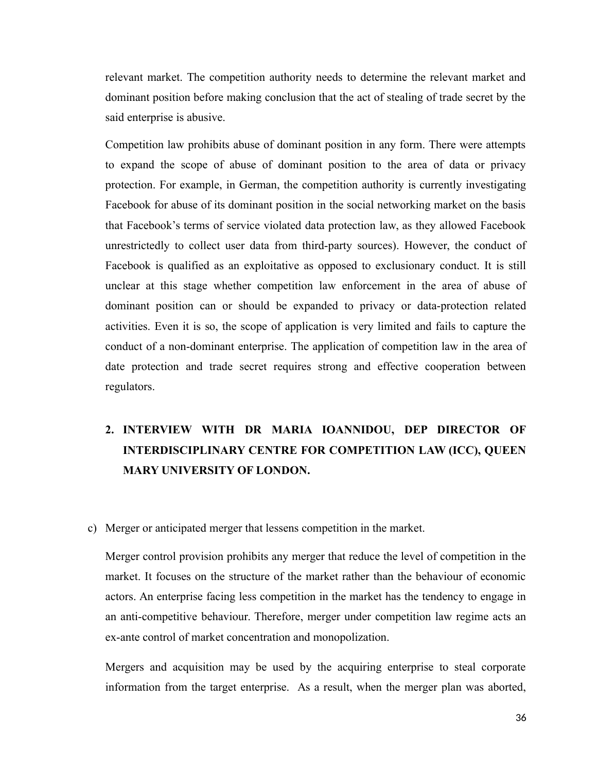relevant market. The competition authority needs to determine the relevant market and dominant position before making conclusion that the act of stealing of trade secret by the said enterprise is abusive.

Competition law prohibits abuse of dominant position in any form. There were attempts to expand the scope of abuse of dominant position to the area of data or privacy protection. For example, in German, the competition authority is currently investigating Facebook for abuse of its dominant position in the social networking market on the basis that Facebook's terms of service violated data protection law, as they allowed Facebook unrestrictedly to collect user data from third-party sources). However, the conduct of Facebook is qualified as an exploitative as opposed to exclusionary conduct. It is still unclear at this stage whether competition law enforcement in the area of abuse of dominant position can or should be expanded to privacy or data-protection related activities. Even it is so, the scope of application is very limited and fails to capture the conduct of a non-dominant enterprise. The application of competition law in the area of date protection and trade secret requires strong and effective cooperation between regulators.

## 2. INTERVIEW WITH DR MARIA IOANNIDOU, DEP DIRECTOR OF INTERDISCIPLINARY CENTRE FOR COMPETITION LAW (ICC), QUEEN MARY UNIVERSITY OF LONDON.

c) Merger or anticipated merger that lessens competition in the market.

Merger control provision prohibits any merger that reduce the level of competition in the market. It focuses on the structure of the market rather than the behaviour of economic actors. An enterprise facing less competition in the market has the tendency to engage in an anti-competitive behaviour. Therefore, merger under competition law regime acts an ex-ante control of market concentration and monopolization.

Mergers and acquisition may be used by the acquiring enterprise to steal corporate information from the target enterprise. As a result, when the merger plan was aborted,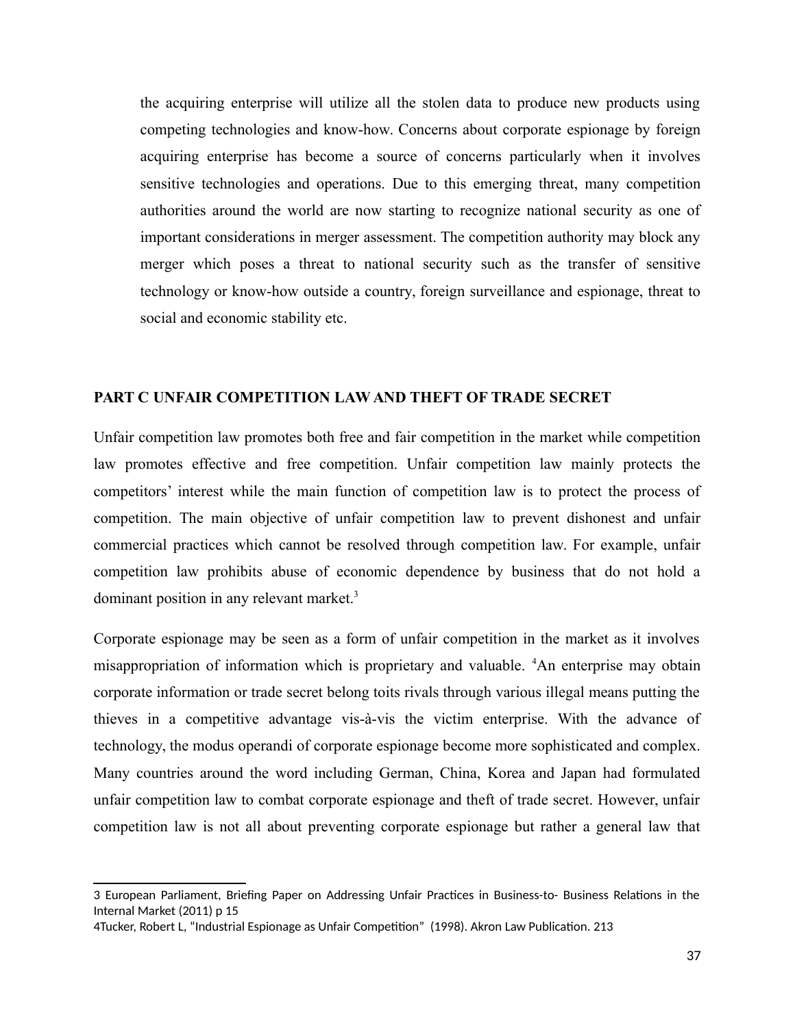the acquiring enterprise will utilize all the stolen data to produce new products using competing technologies and know-how. Concerns about corporate espionage by foreign acquiring enterprise has become a source of concerns particularly when it involves sensitive technologies and operations. Due to this emerging threat, many competition authorities around the world are now starting to recognize national security as one of important considerations in merger assessment. The competition authority may block any merger which poses a threat to national security such as the transfer of sensitive technology or know-how outside a country, foreign surveillance and espionage, threat to social and economic stability etc.

**PART C UNFAIR COMPETITION LAW AND THEFT OF TRADE SECRET**

Unfair competition law promotes both free and fair competition in the market while competition law promotes effective and free competition. Unfair competition law mainly protects the competitors' interest while the main function of competition law is to protect the process of competition. The main objective of unfair competition law to prevent dishonest and unfair commercial practices which cannot be resolved through competition law. For example, unfair competition law prohibits abuse of economic dependence by business that do not hold a dominant position in any relevant market.[3]

Corporate espionage may be seen as a form of unfair competition in the market as it involves misappropriation of information which is proprietary and valuable. [4]An enterprise may obtain corporate information or trade secret belong toits rivals through various illegal means putting the thieves in a competitive advantage vis-à-vis the victim enterprise. With the advance of technology, the modus operandi of corporate espionage become more sophisticated and complex. Many countries around the word including German, China, Korea and Japan had formulated unfair competition law to combat corporate espionage and theft of trade secret. However, unfair competition law is not all about preventing corporate espionage but rather a general law that

---

3 European Parliament, Briefing Paper on Addressing Unfair Practices in Business-to- Business Relations in the Internal Market (2011) p 15

4Tucker, Robert L, "Industrial Espionage as Unfair Competition" (1998). Akron Law Publication. 213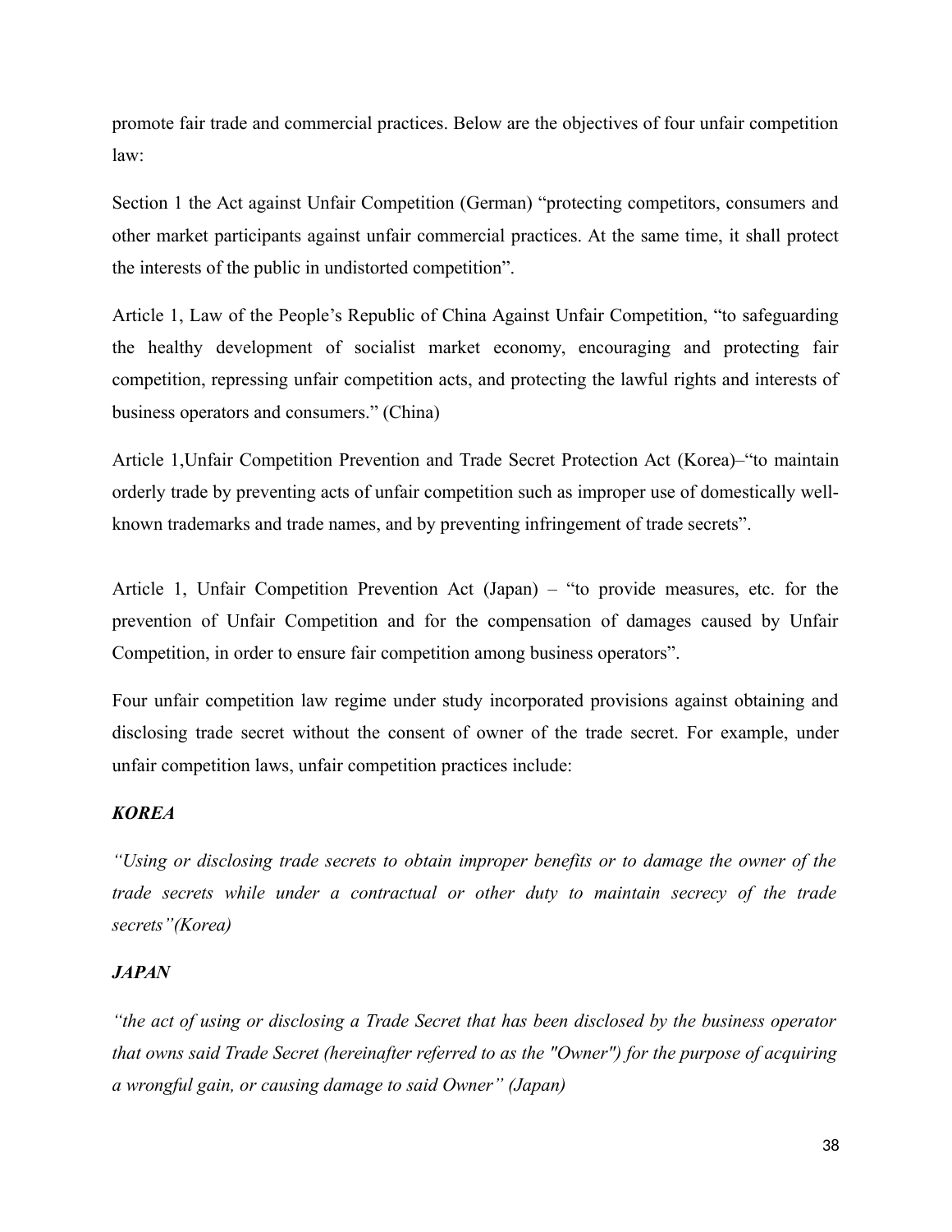promote fair trade and commercial practices. Below are the objectives of four unfair competition law:

Section 1 the Act against Unfair Competition (German) "protecting competitors, consumers and other market participants against unfair commercial practices. At the same time, it shall protect the interests of the public in undistorted competition".

Article 1, Law of the People's Republic of China Against Unfair Competition, "to safeguarding the healthy development of socialist market economy, encouraging and protecting fair competition, repressing unfair competition acts, and protecting the lawful rights and interests of business operators and consumers." (China)

Article 1,Unfair Competition Prevention and Trade Secret Protection Act (Korea)–"to maintain orderly trade by preventing acts of unfair competition such as improper use of domestically well-known trademarks and trade names, and by preventing infringement of trade secrets".

Article 1, Unfair Competition Prevention Act (Japan) – "to provide measures, etc. for the prevention of Unfair Competition and for the compensation of damages caused by Unfair Competition, in order to ensure fair competition among business operators".

Four unfair competition law regime under study incorporated provisions against obtaining and disclosing trade secret without the consent of owner of the trade secret. For example, under unfair competition laws, unfair competition practices include:

***KOREA***

*"Using or disclosing trade secrets to obtain improper benefits or to damage the owner of the trade secrets while under a contractual or other duty to maintain secrecy of the trade secrets"(Korea)*

***JAPAN***

*"the act of using or disclosing a Trade Secret that has been disclosed by the business operator that owns said Trade Secret (hereinafter referred to as the "Owner") for the purpose of acquiring a wrongful gain, or causing damage to said Owner" (Japan)*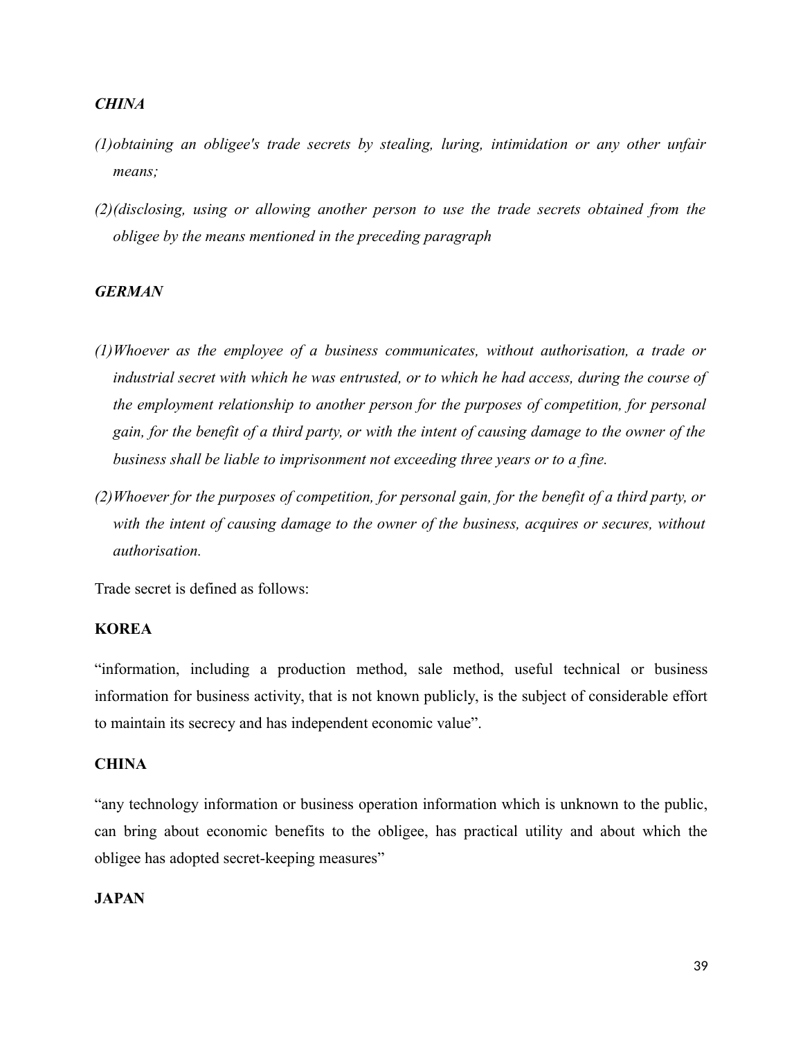***CHINA***

*(1) obtaining an obligee's trade secrets by stealing, luring, intimidation or any other unfair means;*

*(2) (disclosing, using or allowing another person to use the trade secrets obtained from the obligee by the means mentioned in the preceding paragraph*

***GERMAN***

*(1) Whoever as the employee of a business communicates, without authorisation, a trade or industrial secret with which he was entrusted, or to which he had access, during the course of the employment relationship to another person for the purposes of competition, for personal gain, for the benefit of a third party, or with the intent of causing damage to the owner of the business shall be liable to imprisonment not exceeding three years or to a fine.*

*(2) Whoever for the purposes of competition, for personal gain, for the benefit of a third party, or with the intent of causing damage to the owner of the business, acquires or secures, without authorisation.*

Trade secret is defined as follows:

**KOREA**

"information, including a production method, sale method, useful technical or business information for business activity, that is not known publicly, is the subject of considerable effort to maintain its secrecy and has independent economic value".

**CHINA**

"any technology information or business operation information which is unknown to the public, can bring about economic benefits to the obligee, has practical utility and about which the obligee has adopted secret-keeping measures"

**JAPAN**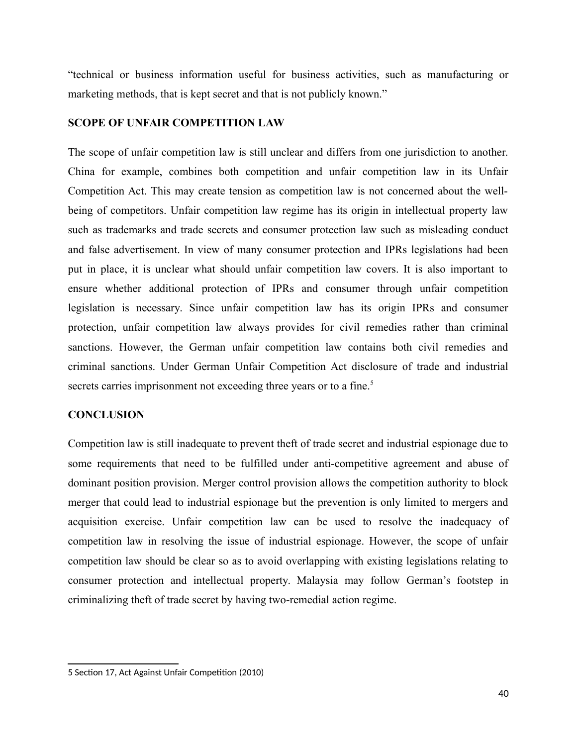"technical or business information useful for business activities, such as manufacturing or marketing methods, that is kept secret and that is not publicly known."

## SCOPE OF UNFAIR COMPETITION LAW

The scope of unfair competition law is still unclear and differs from one jurisdiction to another. China for example, combines both competition and unfair competition law in its Unfair Competition Act. This may create tension as competition law is not concerned about the well-being of competitors. Unfair competition law regime has its origin in intellectual property law such as trademarks and trade secrets and consumer protection law such as misleading conduct and false advertisement. In view of many consumer protection and IPRs legislations had been put in place, it is unclear what should unfair competition law covers. It is also important to ensure whether additional protection of IPRs and consumer through unfair competition legislation is necessary. Since unfair competition law has its origin IPRs and consumer protection, unfair competition law always provides for civil remedies rather than criminal sanctions. However, the German unfair competition law contains both civil remedies and criminal sanctions. Under German Unfair Competition Act disclosure of trade and industrial secrets carries imprisonment not exceeding three years or to a fine.[5]

## CONCLUSION

Competition law is still inadequate to prevent theft of trade secret and industrial espionage due to some requirements that need to be fulfilled under anti-competitive agreement and abuse of dominant position provision. Merger control provision allows the competition authority to block merger that could lead to industrial espionage but the prevention is only limited to mergers and acquisition exercise. Unfair competition law can be used to resolve the inadequacy of competition law in resolving the issue of industrial espionage. However, the scope of unfair competition law should be clear so as to avoid overlapping with existing legislations relating to consumer protection and intellectual property. Malaysia may follow German's footstep in criminalizing theft of trade secret by having two-remedial action regime.

---

5 Section 17, Act Against Unfair Competition (2010)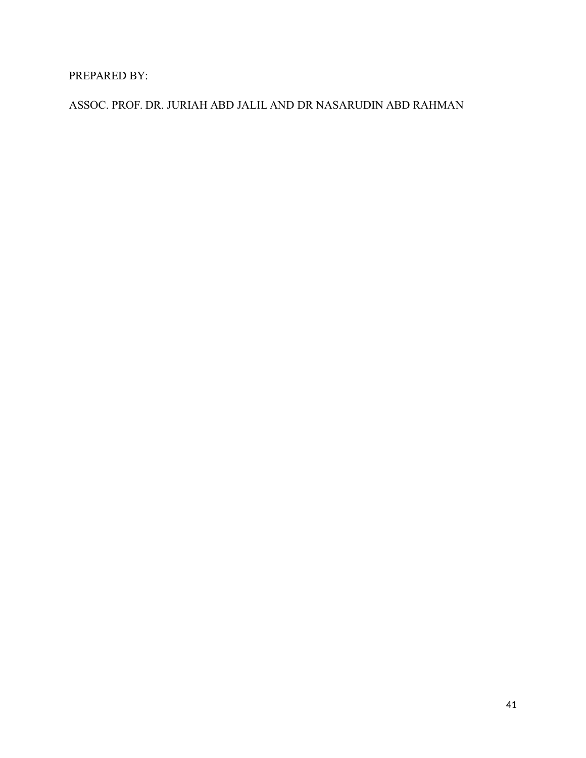PREPARED BY:

ASSOC. PROF. DR. JURIAH ABD JALIL AND DR NASARUDIN ABD RAHMAN